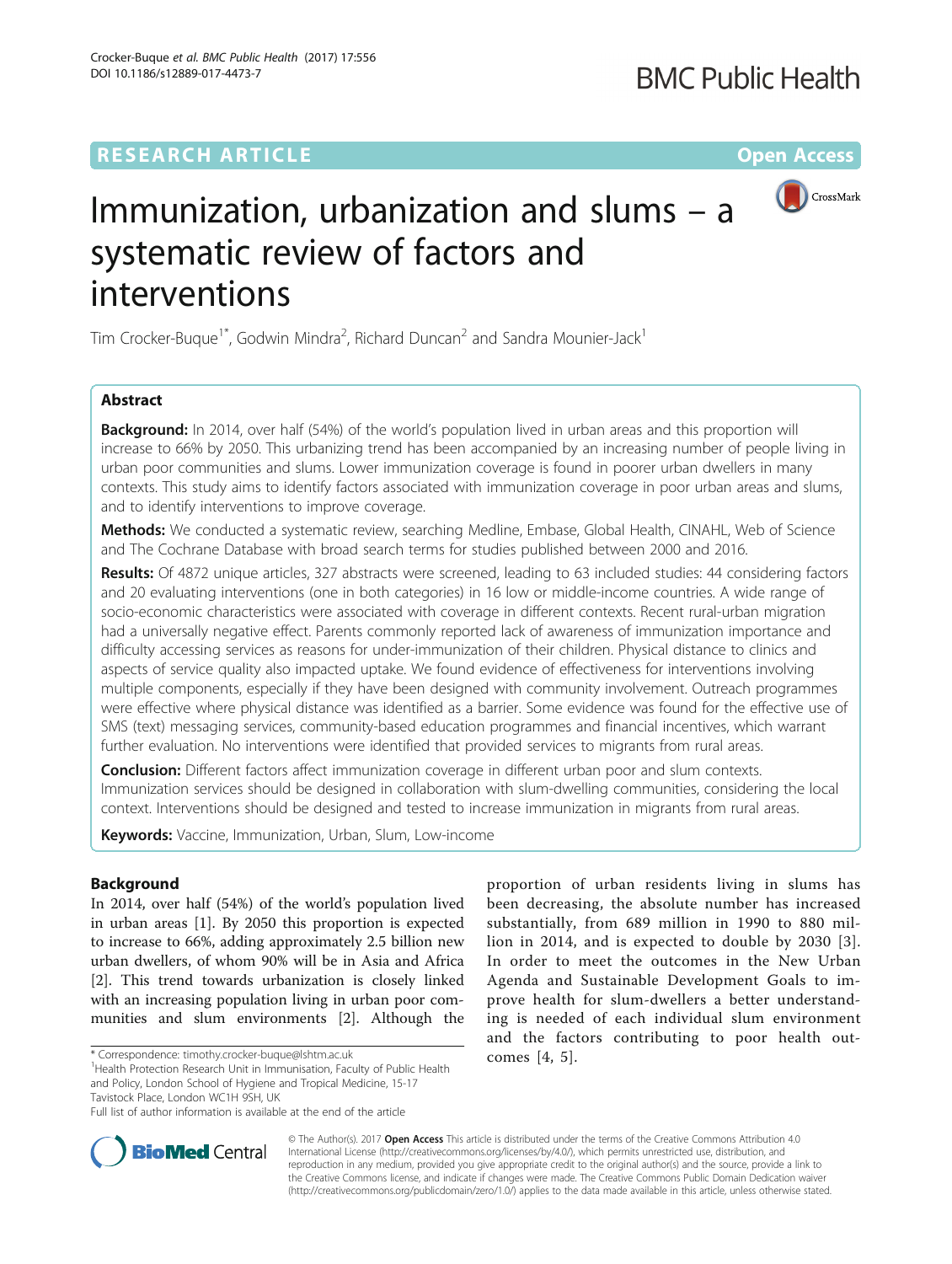RESEARCH ARTICLE

Open Access

# Immunization, urbanization and slums – a systematic review of factors and interventions

Tim Crocker-Buque[1*], Godwin Mindra[2], Richard Duncan[2] and Sandra Mounier-Jack[1]

## Abstract

**Background:** In 2014, over half (54%) of the world's population lived in urban areas and this proportion will increase to 66% by 2050. This urbanizing trend has been accompanied by an increasing number of people living in urban poor communities and slums. Lower immunization coverage is found in poorer urban dwellers in many contexts. This study aims to identify factors associated with immunization coverage in poor urban areas and slums, and to identify interventions to improve coverage.

**Methods:** We conducted a systematic review, searching Medline, Embase, Global Health, CINAHL, Web of Science and The Cochrane Database with broad search terms for studies published between 2000 and 2016.

**Results:** Of 4872 unique articles, 327 abstracts were screened, leading to 63 included studies: 44 considering factors and 20 evaluating interventions (one in both categories) in 16 low or middle-income countries. A wide range of socio-economic characteristics were associated with coverage in different contexts. Recent rural-urban migration had a universally negative effect. Parents commonly reported lack of awareness of immunization importance and difficulty accessing services as reasons for under-immunization of their children. Physical distance to clinics and aspects of service quality also impacted uptake. We found evidence of effectiveness for interventions involving multiple components, especially if they have been designed with community involvement. Outreach programmes were effective where physical distance was identified as a barrier. Some evidence was found for the effective use of SMS (text) messaging services, community-based education programmes and financial incentives, which warrant further evaluation. No interventions were identified that provided services to migrants from rural areas.

**Conclusion:** Different factors affect immunization coverage in different urban poor and slum contexts. Immunization services should be designed in collaboration with slum-dwelling communities, considering the local context. Interventions should be designed and tested to increase immunization in migrants from rural areas.

**Keywords:** Vaccine, Immunization, Urban, Slum, Low-income

## Background

In 2014, over half (54%) of the world's population lived in urban areas [1]. By 2050 this proportion is expected to increase to 66%, adding approximately 2.5 billion new urban dwellers, of whom 90% will be in Asia and Africa [2]. This trend towards urbanization is closely linked with an increasing population living in urban poor communities and slum environments [2]. Although the proportion of urban residents living in slums has been decreasing, the absolute number has increased substantially, from 689 million in 1990 to 880 million in 2014, and is expected to double by 2030 [3]. In order to meet the outcomes in the New Urban Agenda and Sustainable Development Goals to improve health for slum-dwellers a better understanding is needed of each individual slum environment and the factors contributing to poor health outcomes [4, 5].

\* Correspondence: timothy.crocker-buque@lshtm.ac.uk
[1]Health Protection Research Unit in Immunisation, Faculty of Public Health and Policy, London School of Hygiene and Tropical Medicine, 15-17 Tavistock Place, London WC1H 9SH, UK
Full list of author information is available at the end of the article

© The Author(s). 2017 **Open Access** This article is distributed under the terms of the Creative Commons Attribution 4.0 International License (http://creativecommons.org/licenses/by/4.0/), which permits unrestricted use, distribution, and reproduction in any medium, provided you give appropriate credit to the original author(s) and the source, provide a link to the Creative Commons license, and indicate if changes were made. The Creative Commons Public Domain Dedication waiver (http://creativecommons.org/publicdomain/zero/1.0/) applies to the data made available in this article, unless otherwise stated.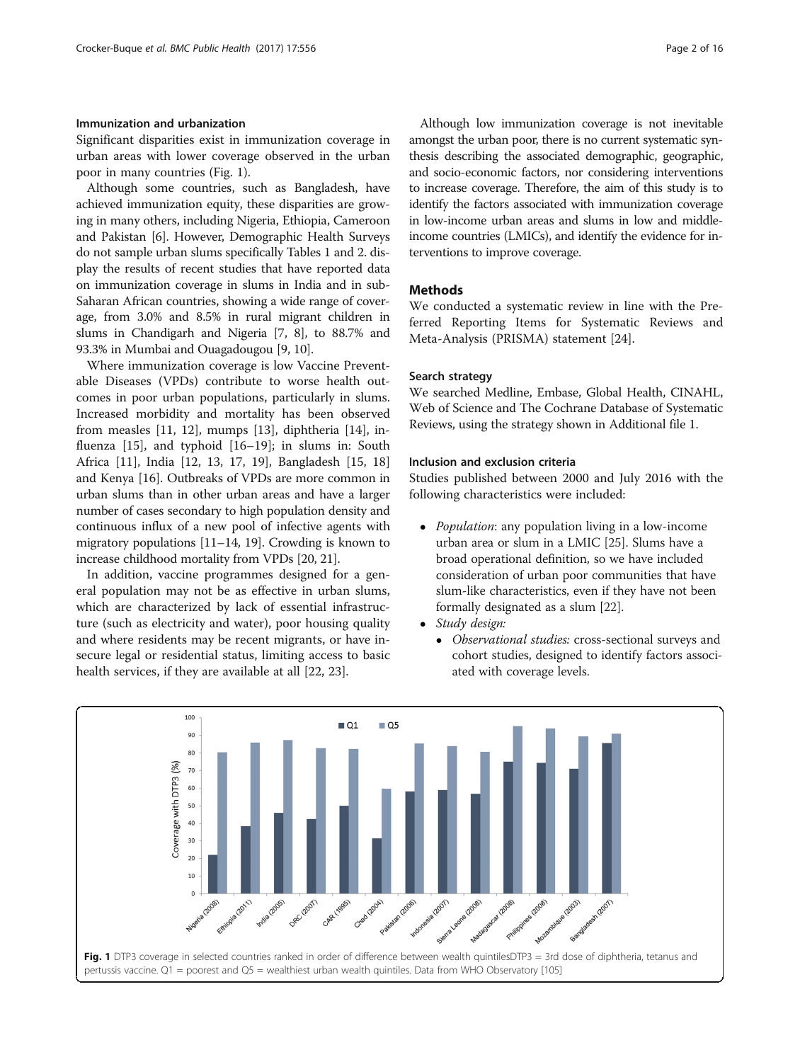### Immunization and urbanization

Significant disparities exist in immunization coverage in urban areas with lower coverage observed in the urban poor in many countries (Fig. 1).

Although some countries, such as Bangladesh, have achieved immunization equity, these disparities are growing in many others, including Nigeria, Ethiopia, Cameroon and Pakistan [6]. However, Demographic Health Surveys do not sample urban slums specifically Tables 1 and 2. display the results of recent studies that have reported data on immunization coverage in slums in India and in sub-Saharan African countries, showing a wide range of coverage, from 3.0% and 8.5% in rural migrant children in slums in Chandigarh and Nigeria [7, 8], to 88.7% and 93.3% in Mumbai and Ouagadougou [9, 10].

Where immunization coverage is low Vaccine Preventable Diseases (VPDs) contribute to worse health outcomes in poor urban populations, particularly in slums. Increased morbidity and mortality has been observed from measles [11, 12], mumps [13], diphtheria [14], influenza [15], and typhoid [16–19]; in slums in: South Africa [11], India [12, 13, 17, 19], Bangladesh [15, 18] and Kenya [16]. Outbreaks of VPDs are more common in urban slums than in other urban areas and have a larger number of cases secondary to high population density and continuous influx of a new pool of infective agents with migratory populations [11–14, 19]. Crowding is known to increase childhood mortality from VPDs [20, 21].

In addition, vaccine programmes designed for a general population may not be as effective in urban slums, which are characterized by lack of essential infrastructure (such as electricity and water), poor housing quality and where residents may be recent migrants, or have insecure legal or residential status, limiting access to basic health services, if they are available at all [22, 23].

Although low immunization coverage is not inevitable amongst the urban poor, there is no current systematic synthesis describing the associated demographic, geographic, and socio-economic factors, nor considering interventions to increase coverage. Therefore, the aim of this study is to identify the factors associated with immunization coverage in low-income urban areas and slums in low and middle-income countries (LMICs), and identify the evidence for interventions to improve coverage.

## Methods

We conducted a systematic review in line with the Preferred Reporting Items for Systematic Reviews and Meta-Analysis (PRISMA) statement [24].

### Search strategy

We searched Medline, Embase, Global Health, CINAHL, Web of Science and The Cochrane Database of Systematic Reviews, using the strategy shown in Additional file 1.

### Inclusion and exclusion criteria

Studies published between 2000 and July 2016 with the following characteristics were included:

- *Population*: any population living in a low-income urban area or slum in a LMIC [25]. Slums have a broad operational definition, so we have included consideration of urban poor communities that have slum-like characteristics, even if they have not been formally designated as a slum [22].
- *Study design:*
  - *Observational studies:* cross-sectional surveys and cohort studies, designed to identify factors associated with coverage levels.

**Fig. 1** DTP3 coverage in selected countries ranked in order of difference between wealth quintilesDTP3 = 3rd dose of diphtheria, tetanus and pertussis vaccine. Q1 = poorest and Q5 = wealthiest urban wealth quintiles. Data from WHO Observatory [105]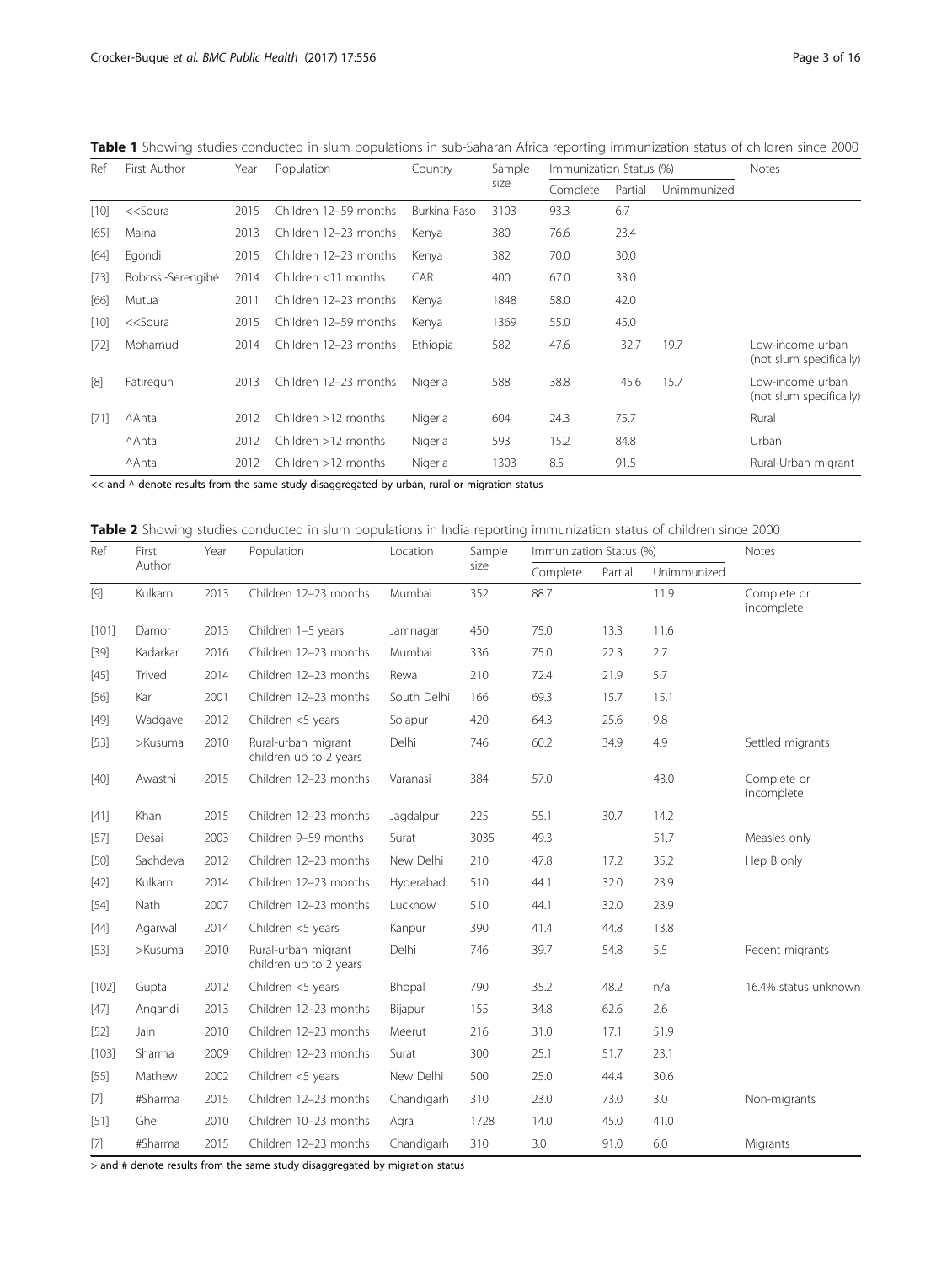**Table 1** Showing studies conducted in slum populations in sub-Saharan Africa reporting immunization status of children since 2000

| Ref | First Author | Year | Population | Country | Sample size | Immunization Status (%) | | | Notes |
|---|---|---|---|---|---|---|---|---|---|
| | | | | | | Complete | Partial | Unimmunized | |
| [10] | <<Soura | 2015 | Children 12–59 months | Burkina Faso | 3103 | 93.3 | 6.7 | | |
| [65] | Maina | 2013 | Children 12–23 months | Kenya | 380 | 76.6 | 23.4 | | |
| [64] | Egondi | 2015 | Children 12–23 months | Kenya | 382 | 70.0 | 30.0 | | |
| [73] | Bobossi-Serengibé | 2014 | Children <11 months | CAR | 400 | 67.0 | 33.0 | | |
| [66] | Mutua | 2011 | Children 12–23 months | Kenya | 1848 | 58.0 | 42.0 | | |
| [10] | <<Soura | 2015 | Children 12–59 months | Kenya | 1369 | 55.0 | 45.0 | | |
| [72] | Mohamud | 2014 | Children 12–23 months | Ethiopia | 582 | 47.6 | 32.7 | 19.7 | Low-income urban (not slum specifically) |
| [8] | Fatiregun | 2013 | Children 12–23 months | Nigeria | 588 | 38.8 | 45.6 | 15.7 | Low-income urban (not slum specifically) |
| [71] | ^Antai | 2012 | Children >12 months | Nigeria | 604 | 24.3 | 75.7 | | Rural |
| | ^Antai | 2012 | Children >12 months | Nigeria | 593 | 15.2 | 84.8 | | Urban |
| | ^Antai | 2012 | Children >12 months | Nigeria | 1303 | 8.5 | 91.5 | | Rural-Urban migrant |

<< and ^ denote results from the same study disaggregated by urban, rural or migration status

**Table 2** Showing studies conducted in slum populations in India reporting immunization status of children since 2000

| Ref | First Author | Year | Population | Location | Sample size | Immunization Status (%) | | | Notes |
|---|---|---|---|---|---|---|---|---|---|
| | | | | | | Complete | Partial | Unimmunized | |
| [9] | Kulkarni | 2013 | Children 12–23 months | Mumbai | 352 | 88.7 | | 11.9 | Complete or incomplete |
| [101] | Damor | 2013 | Children 1–5 years | Jamnagar | 450 | 75.0 | 13.3 | 11.6 | |
| [39] | Kadarkar | 2016 | Children 12–23 months | Mumbai | 336 | 75.0 | 22.3 | 2.7 | |
| [45] | Trivedi | 2014 | Children 12–23 months | Rewa | 210 | 72.4 | 21.9 | 5.7 | |
| [56] | Kar | 2001 | Children 12–23 months | South Delhi | 166 | 69.3 | 15.7 | 15.1 | |
| [49] | Wadgave | 2012 | Children <5 years | Solapur | 420 | 64.3 | 25.6 | 9.8 | |
| [53] | >Kusuma | 2010 | Rural-urban migrant children up to 2 years | Delhi | 746 | 60.2 | 34.9 | 4.9 | Settled migrants |
| [40] | Awasthi | 2015 | Children 12–23 months | Varanasi | 384 | 57.0 | | 43.0 | Complete or incomplete |
| [41] | Khan | 2015 | Children 12–23 months | Jagdalpur | 225 | 55.1 | 30.7 | 14.2 | |
| [57] | Desai | 2003 | Children 9–59 months | Surat | 3035 | 49.3 | | 51.7 | Measles only |
| [50] | Sachdeva | 2012 | Children 12–23 months | New Delhi | 210 | 47.8 | 17.2 | 35.2 | Hep B only |
| [42] | Kulkarni | 2014 | Children 12–23 months | Hyderabad | 510 | 44.1 | 32.0 | 23.9 | |
| [54] | Nath | 2007 | Children 12–23 months | Lucknow | 510 | 44.1 | 32.0 | 23.9 | |
| [44] | Agarwal | 2014 | Children <5 years | Kanpur | 390 | 41.4 | 44.8 | 13.8 | |
| [53] | >Kusuma | 2010 | Rural-urban migrant children up to 2 years | Delhi | 746 | 39.7 | 54.8 | 5.5 | Recent migrants |
| [102] | Gupta | 2012 | Children <5 years | Bhopal | 790 | 35.2 | 48.2 | n/a | 16.4% status unknown |
| [47] | Angandi | 2013 | Children 12–23 months | Bijapur | 155 | 34.8 | 62.6 | 2.6 | |
| [52] | Jain | 2010 | Children 12–23 months | Meerut | 216 | 31.0 | 17.1 | 51.9 | |
| [103] | Sharma | 2009 | Children 12–23 months | Surat | 300 | 25.1 | 51.7 | 23.1 | |
| [55] | Mathew | 2002 | Children <5 years | New Delhi | 500 | 25.0 | 44.4 | 30.6 | |
| [7] | #Sharma | 2015 | Children 12–23 months | Chandigarh | 310 | 23.0 | 73.0 | 3.0 | Non-migrants |
| [51] | Ghei | 2010 | Children 10–23 months | Agra | 1728 | 14.0 | 45.0 | 41.0 | |
| [7] | #Sharma | 2015 | Children 12–23 months | Chandigarh | 310 | 3.0 | 91.0 | 6.0 | Migrants |

> and # denote results from the same study disaggregated by migration status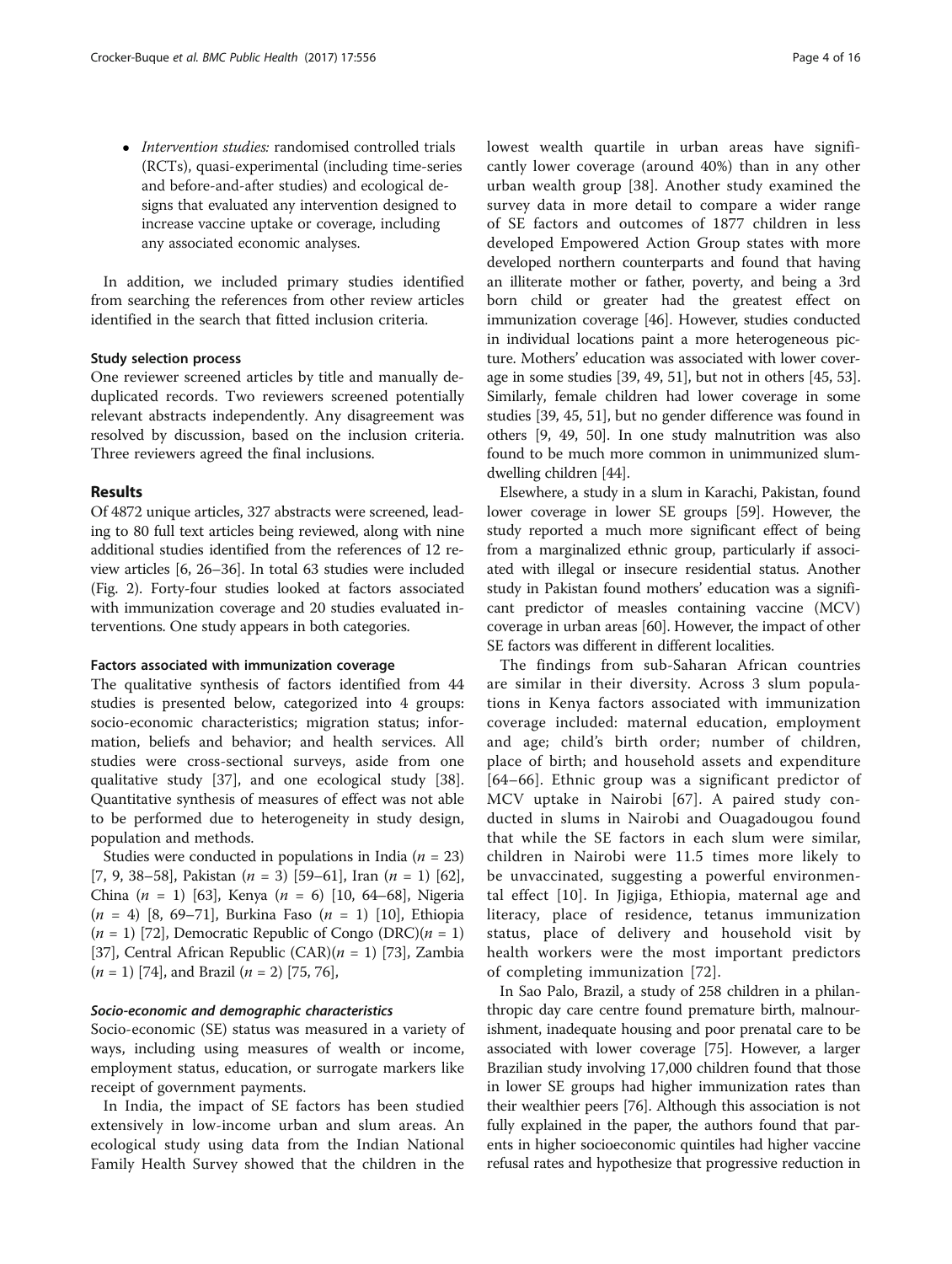- *Intervention studies:* randomised controlled trials (RCTs), quasi-experimental (including time-series and before-and-after studies) and ecological designs that evaluated any intervention designed to increase vaccine uptake or coverage, including any associated economic analyses.

In addition, we included primary studies identified from searching the references from other review articles identified in the search that fitted inclusion criteria.

#### Study selection process

One reviewer screened articles by title and manually de-duplicated records. Two reviewers screened potentially relevant abstracts independently. Any disagreement was resolved by discussion, based on the inclusion criteria. Three reviewers agreed the final inclusions.

## Results

Of 4872 unique articles, 327 abstracts were screened, leading to 80 full text articles being reviewed, along with nine additional studies identified from the references of 12 review articles [6, 26–36]. In total 63 studies were included (Fig. 2). Forty-four studies looked at factors associated with immunization coverage and 20 studies evaluated interventions. One study appears in both categories.

#### Factors associated with immunization coverage

The qualitative synthesis of factors identified from 44 studies is presented below, categorized into 4 groups: socio-economic characteristics; migration status; information, beliefs and behavior; and health services. All studies were cross-sectional surveys, aside from one qualitative study [37], and one ecological study [38]. Quantitative synthesis of measures of effect was not able to be performed due to heterogeneity in study design, population and methods.

Studies were conducted in populations in India ($n$ = 23) [7, 9, 38–58], Pakistan ($n$ = 3) [59–61], Iran ($n$ = 1) [62], China ($n$ = 1) [63], Kenya ($n$ = 6) [10, 64–68], Nigeria ($n$ = 4) [8, 69–71], Burkina Faso ($n$ = 1) [10], Ethiopia ($n$ = 1) [72], Democratic Republic of Congo (DRC)($n$ = 1) [37], Central African Republic (CAR)($n$ = 1) [73], Zambia ($n$ = 1) [74], and Brazil ($n$ = 2) [75, 76],

##### *Socio-economic and demographic characteristics*

Socio-economic (SE) status was measured in a variety of ways, including using measures of wealth or income, employment status, education, or surrogate markers like receipt of government payments.

In India, the impact of SE factors has been studied extensively in low-income urban and slum areas. An ecological study using data from the Indian National Family Health Survey showed that the children in the lowest wealth quartile in urban areas have significantly lower coverage (around 40%) than in any other urban wealth group [38]. Another study examined the survey data in more detail to compare a wider range of SE factors and outcomes of 1877 children in less developed Empowered Action Group states with more developed northern counterparts and found that having an illiterate mother or father, poverty, and being a 3rd born child or greater had the greatest effect on immunization coverage [46]. However, studies conducted in individual locations paint a more heterogeneous picture. Mothers' education was associated with lower coverage in some studies [39, 49, 51], but not in others [45, 53]. Similarly, female children had lower coverage in some studies [39, 45, 51], but no gender difference was found in others [9, 49, 50]. In one study malnutrition was also found to be much more common in unimmunized slum-dwelling children [44].

Elsewhere, a study in a slum in Karachi, Pakistan, found lower coverage in lower SE groups [59]. However, the study reported a much more significant effect of being from a marginalized ethnic group, particularly if associated with illegal or insecure residential status. Another study in Pakistan found mothers' education was a significant predictor of measles containing vaccine (MCV) coverage in urban areas [60]. However, the impact of other SE factors was different in different localities.

The findings from sub-Saharan African countries are similar in their diversity. Across 3 slum populations in Kenya factors associated with immunization coverage included: maternal education, employment and age; child's birth order; number of children, place of birth; and household assets and expenditure [64–66]. Ethnic group was a significant predictor of MCV uptake in Nairobi [67]. A paired study conducted in slums in Nairobi and Ouagadougou found that while the SE factors in each slum were similar, children in Nairobi were 11.5 times more likely to be unvaccinated, suggesting a powerful environmental effect [10]. In Jigjiga, Ethiopia, maternal age and literacy, place of residence, tetanus immunization status, place of delivery and household visit by health workers were the most important predictors of completing immunization [72].

In Sao Palo, Brazil, a study of 258 children in a philanthropic day care centre found premature birth, malnourishment, inadequate housing and poor prenatal care to be associated with lower coverage [75]. However, a larger Brazilian study involving 17,000 children found that those in lower SE groups had higher immunization rates than their wealthier peers [76]. Although this association is not fully explained in the paper, the authors found that parents in higher socioeconomic quintiles had higher vaccine refusal rates and hypothesize that progressive reduction in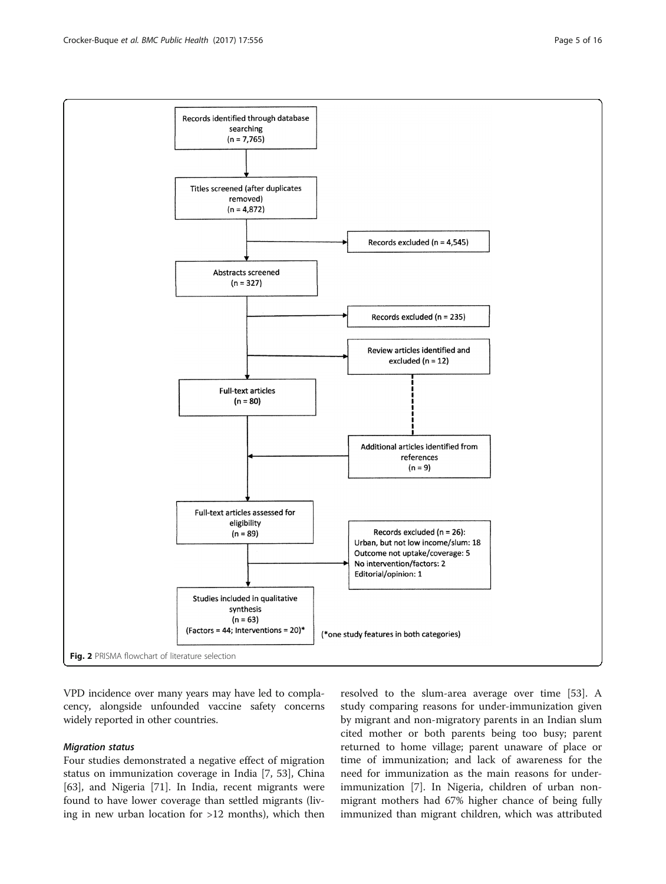Records identified through database searching (n = 7,765)

Titles screened (after duplicates removed) (n = 4,872)

Records excluded (n = 4,545)

Abstracts screened (n = 327)

Records excluded (n = 235)

Review articles identified and excluded (n = 12)

Full-text articles (n = 80)

Additional articles identified from references (n = 9)

Full-text articles assessed for eligibility (n = 89)

Records excluded (n = 26):
Urban, but not low income/slum: 18
Outcome not uptake/coverage: 5
No intervention/factors: 2
Editorial/opinion: 1

Studies included in qualitative synthesis (n = 63) (Factors = 44; Interventions = 20)*

(*one study features in both categories)

**Fig. 2** PRISMA flowchart of literature selection

VPD incidence over many years may have led to complacency, alongside unfounded vaccine safety concerns widely reported in other countries.

### *Migration status*

Four studies demonstrated a negative effect of migration status on immunization coverage in India [7, 53], China [63], and Nigeria [71]. In India, recent migrants were found to have lower coverage than settled migrants (living in new urban location for >12 months), which then resolved to the slum-area average over time [53]. A study comparing reasons for under-immunization given by migrant and non-migratory parents in an Indian slum cited mother or both parents being too busy; parent returned to home village; parent unaware of place or time of immunization; and lack of awareness for the need for immunization as the main reasons for under-immunization [7]. In Nigeria, children of urban non-migrant mothers had 67% higher chance of being fully immunized than migrant children, which was attributed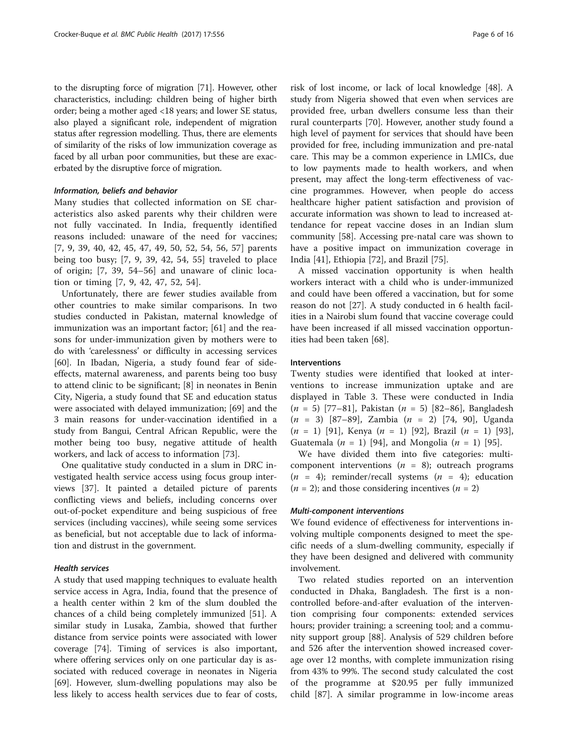to the disrupting force of migration [71]. However, other characteristics, including: children being of higher birth order; being a mother aged <18 years; and lower SE status, also played a significant role, independent of migration status after regression modelling. Thus, there are elements of similarity of the risks of low immunization coverage as faced by all urban poor communities, but these are exacerbated by the disruptive force of migration.

#### *Information, beliefs and behavior*

Many studies that collected information on SE characteristics also asked parents why their children were not fully vaccinated. In India, frequently identified reasons included: unaware of the need for vaccines; [7, 9, 39, 40, 42, 45, 47, 49, 50, 52, 54, 56, 57] parents being too busy; [7, 9, 39, 42, 54, 55] traveled to place of origin; [7, 39, 54–56] and unaware of clinic location or timing [7, 9, 42, 47, 52, 54].

Unfortunately, there are fewer studies available from other countries to make similar comparisons. In two studies conducted in Pakistan, maternal knowledge of immunization was an important factor; [61] and the reasons for under-immunization given by mothers were to do with 'carelessness' or difficulty in accessing services [60]. In Ibadan, Nigeria, a study found fear of side-effects, maternal awareness, and parents being too busy to attend clinic to be significant; [8] in neonates in Benin City, Nigeria, a study found that SE and education status were associated with delayed immunization; [69] and the 3 main reasons for under-vaccination identified in a study from Bangui, Central African Republic, were the mother being too busy, negative attitude of health workers, and lack of access to information [73].

One qualitative study conducted in a slum in DRC investigated health service access using focus group interviews [37]. It painted a detailed picture of parents conflicting views and beliefs, including concerns over out-of-pocket expenditure and being suspicious of free services (including vaccines), while seeing some services as beneficial, but not acceptable due to lack of information and distrust in the government.

#### *Health services*

A study that used mapping techniques to evaluate health service access in Agra, India, found that the presence of a health center within 2 km of the slum doubled the chances of a child being completely immunized [51]. A similar study in Lusaka, Zambia, showed that further distance from service points were associated with lower coverage [74]. Timing of services is also important, where offering services only on one particular day is associated with reduced coverage in neonates in Nigeria [69]. However, slum-dwelling populations may also be less likely to access health services due to fear of costs, risk of lost income, or lack of local knowledge [48]. A study from Nigeria showed that even when services are provided free, urban dwellers consume less than their rural counterparts [70]. However, another study found a high level of payment for services that should have been provided for free, including immunization and pre-natal care. This may be a common experience in LMICs, due to low payments made to health workers, and when present, may affect the long-term effectiveness of vaccine programmes. However, when people do access healthcare higher patient satisfaction and provision of accurate information was shown to lead to increased attendance for repeat vaccine doses in an Indian slum community [58]. Accessing pre-natal care was shown to have a positive impact on immunization coverage in India [41], Ethiopia [72], and Brazil [75].

A missed vaccination opportunity is when health workers interact with a child who is under-immunized and could have been offered a vaccination, but for some reason do not [27]. A study conducted in 6 health facilities in a Nairobi slum found that vaccine coverage could have been increased if all missed vaccination opportunities had been taken [68].

### Interventions

Twenty studies were identified that looked at interventions to increase immunization uptake and are displayed in Table 3. These were conducted in India ($n$ = 5) [77–81], Pakistan ($n$ = 5) [82–86], Bangladesh ($n$ = 3) [87–89], Zambia ($n$ = 2) [74, 90], Uganda ($n$ = 1) [91], Kenya ($n$ = 1) [92], Brazil ($n$ = 1) [93], Guatemala ($n$ = 1) [94], and Mongolia ($n$ = 1) [95].

We have divided them into five categories: multi-component interventions ($n$ = 8); outreach programs ($n$ = 4); reminder/recall systems ($n$ = 4); education ($n$ = 2); and those considering incentives ($n$ = 2)

#### *Multi-component interventions*

We found evidence of effectiveness for interventions involving multiple components designed to meet the specific needs of a slum-dwelling community, especially if they have been designed and delivered with community involvement.

Two related studies reported on an intervention conducted in Dhaka, Bangladesh. The first is a non-controlled before-and-after evaluation of the intervention comprising four components: extended services hours; provider training; a screening tool; and a community support group [88]. Analysis of 529 children before and 526 after the intervention showed increased coverage over 12 months, with complete immunization rising from 43% to 99%. The second study calculated the cost of the programme at \$20.95 per fully immunized child [87]. A similar programme in low-income areas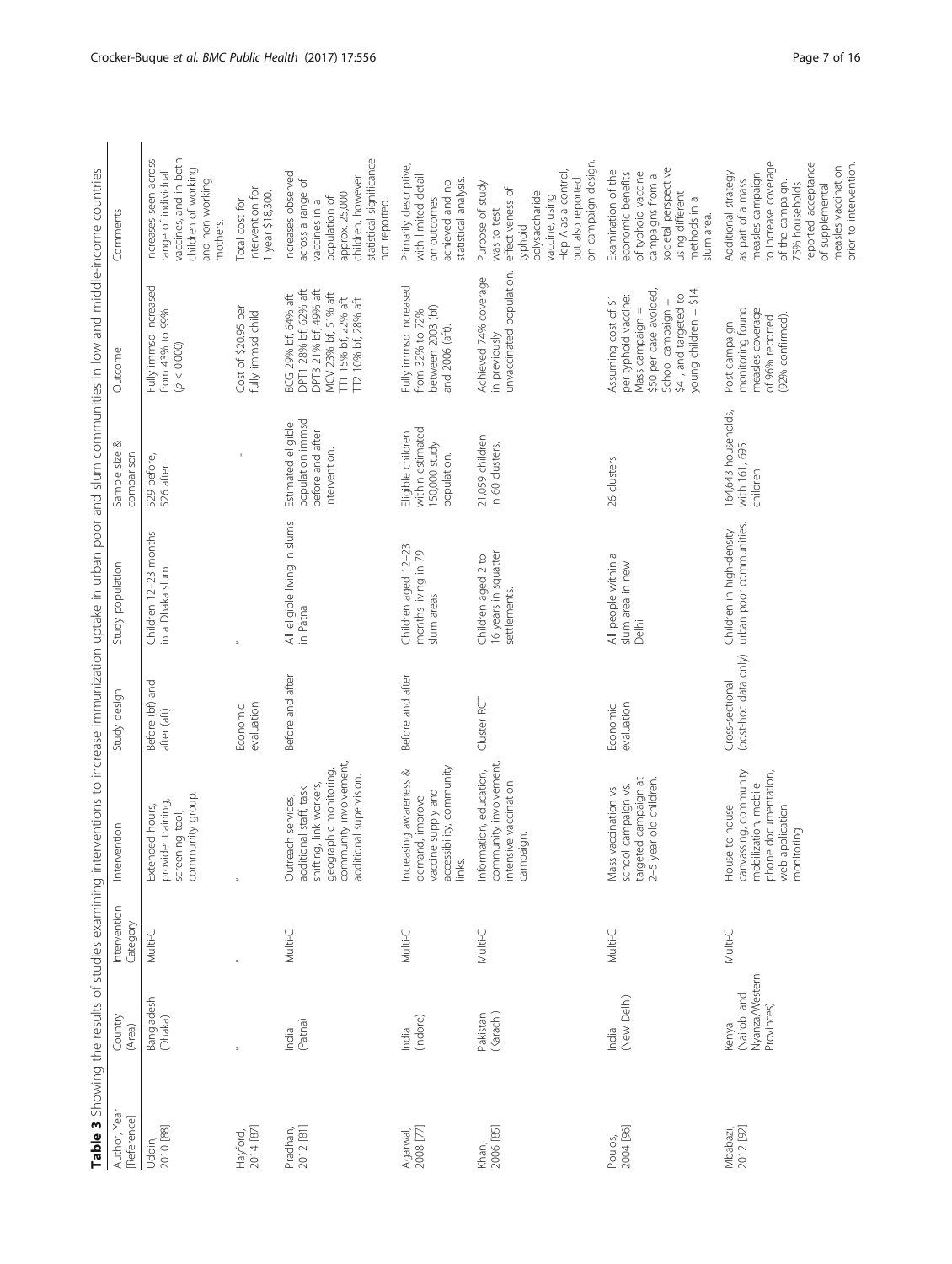**Table 3** Showing the results of studies examining interventions to increase immunization uptake in urban poor and slum communities in low and middle-income countries

| Author, Year [Reference] | Country (Area) | Intervention Category | Intervention | Study design | Study population | Sample size & comparison | Outcome | Comments |
|---|---|---|---|---|---|---|---|---|
| Uddin, 2010 [88] | Bangladesh (Dhaka) | Multi-C | Extended hours, provider training, screening tool, community group. | Before (bf) and after (aft) | Children 12–23 months in a Dhaka slum. | 529 before, 526 after. | Fully immsd increased from 43% to 99% ($p < 0.000$) | Increases seen across range of individual vaccines, and in both children of working and non-working mothers. |
| Hayford, 2014 [87] | " | " | " | Economic evaluation | " | - | Cost of $20.95 per fully immsd child | Total cost for intervention for 1 year $18,300. |
| Pradhan, 2012 [81] | India (Patna) | Multi-C | Outreach services, additional staff, task shifting, link workers, geographic monitoring, community involvement, additional supervision. | Before and after | All eligible living in slums in Patna | Estimated eligible population immsd before and after intervention. | BCG 29% bf, 64% aft DPT1 28% bf, 62% aft DPT3 21% bf, 49% aft MCV 23% bf, 51% aft TT1 15% bf, 22% aft TT2 10% bf, 28% aft | Increases observed across a range of vaccines in a population of approx. 25,000 children, however statistical significance not reported. |
| Agarwal, 2008 [77] | India (Indore) | Multi-C | Increasing awareness & demand, improve vaccine supply and accessibility, community links. | Before and after | Children aged 12–23 months living in 79 slum areas | Eligible children within estimated 150,000 study population. | Fully immsd increased from 32% to 72% between 2003 (bf) and 2006 (aft). | Primarily descriptive, with limited detail on outcomes achieved and no statistical analysis. |
| Khan, 2006 [85] | Pakistan (Karachi) | Multi-C | Information, education, community involvement, intensive vaccination campaign. | Cluster RCT | Children aged 2 to 16 years in squatter settlements. | 21,059 children in 60 clusters. | Achieved 74% coverage in previously unvaccinated population. | Purpose of study was to test effectiveness of typhoid polysaccharide vaccine, using Hep A as a control, but also reported on campaign design. |
| Poulos, 2004 [96] | India (New Delhi) | Multi-C | Mass vaccination vs. school campaign vs. targeted campaign at 2–5 year old children. | Economic evaluation | All people within a slum area in new Delhi | 26 clusters | Assuming cost of $1 per typhoid vaccine: Mass campaign = $50 per case avoided, School campaign = $41, and targeted to young children = $14. | Examination of the economic benefits of typhoid vaccine campaigns from a societal perspective using different methods in a slum area. |
| Mbabazi, 2012 [92] | Kenya (Nairobi and Nyanza/Western Provinces) | Multi-C | House to house canvassing, community mobilization, mobile phone documentation, web application monitoring. | Cross-sectional (post-hoc data only) | Children in high-density urban poor communities. | 164,643 households, with 161, 695 children | Post campaign monitoring found measles coverage of 96% reported (92% confirmed). | Additional strategy as part of a mass measles campaign to increase coverage of the campaign. 75% households reported acceptance of supplemental measles vaccination prior to intervention. |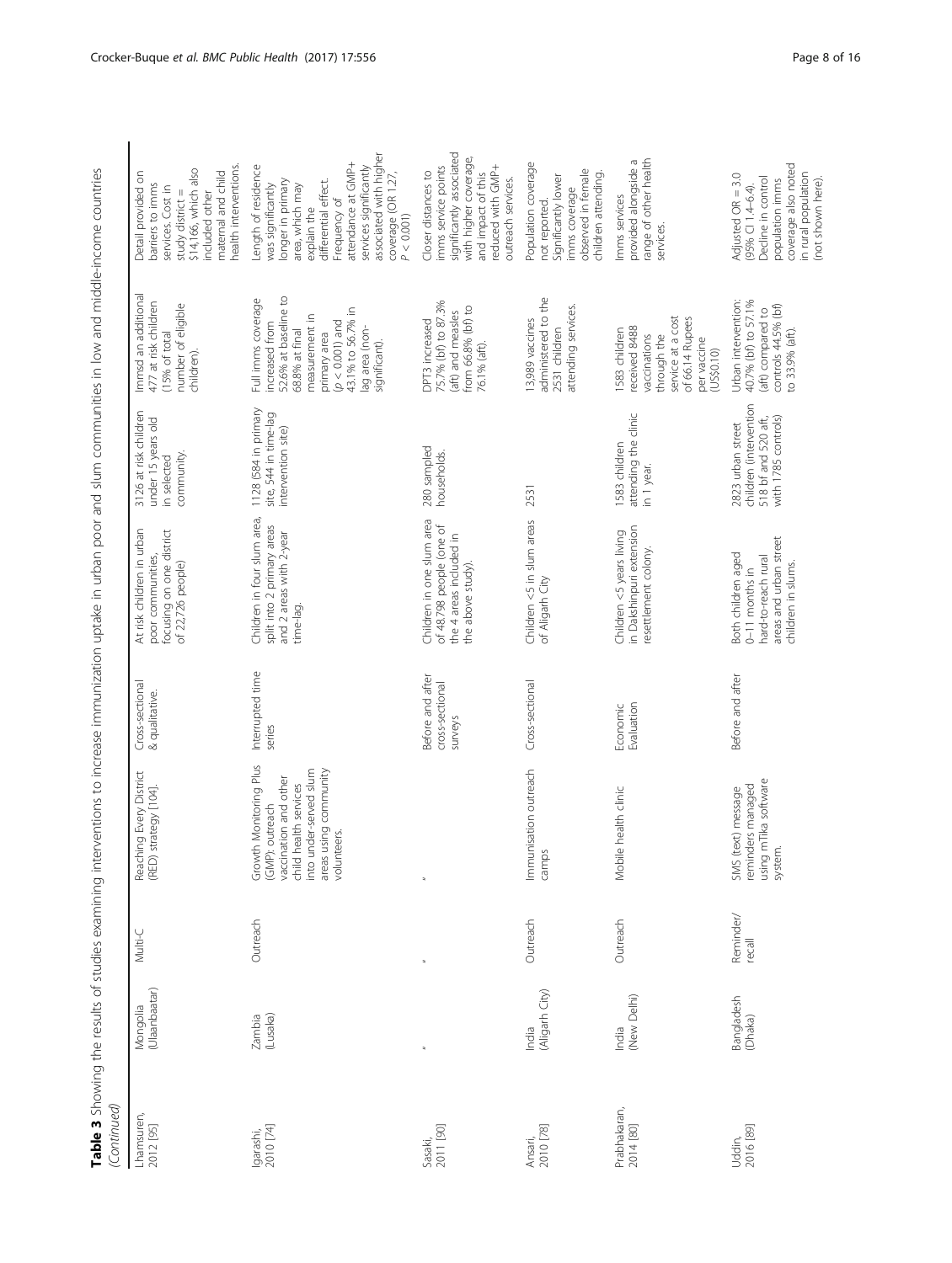**Table 3** Showing the results of studies examining interventions to increase immunization uptake in urban poor and slum communities in low and middle-income countries *(Continued)*

| | | | | | | | | |
|---|---|---|---|---|---|---|---|---|
| Lhamsuren, 2012 [95] | Mongolia (Ulaanbaatar) | Multi-C | Reaching Every District (RED) strategy [104]. | Cross-sectional & qualitative. | At risk children in urban poor communities, focusing on one district of 22,726 people) | 3126 at risk children under 15 years old in selected community. | Immsd an additional 477 at risk children (15% of total number of eligible children). | Detail provided on barriers to imms services. Cost in study district = $14,166, which also included other maternal and child health interventions. |
| Igarashi, 2010 [74] | Zambia (Lusaka) | Outreach | Growth Monitoring Plus (GMP): outreach vaccination and other child health services into under-served slum areas using community volunteers. | Interrupted time series | Children in four slum area, split into 2 primary areas and 2 areas with 2-year time-lag. | 1128 (584 in primary site, 544 in time-lag intervention site) | Full imms coverage increased from 52.6% at baseline to 68.8% at final measurement in primary area ($p < 0.001$) and 43.1% to 56.7% in lag area (non-significant). | Length of residence was significantly longer in primary area, which may explain the differential effect. Frequency of attendance at GMP+ services significantly associated with higher coverage (OR 1.27, $P < 0.001$) |
| Sasaki, 2011 [90] | [a] | [a] | [a] | Before and after cross-sectional surveys | Children in one slum area of 48,798 people (one of the 4 areas included in the above study). | 280 sampled households. | DPT3 increased 75.7% (bf) to 87.3% (aft) and measles from 66.8% (bf) to 76.1% (aft). | Closer distances to imms service points significantly associated with higher coverage, and impact of this reduced with GMP+ outreach services. |
| Ansari, 2010 [78] | India (Aligarh City) | Outreach | Immunisation outreach camps | Cross-sectional | Children <5 in slum areas of Aligarh City | 2531 | 13,989 vaccines administered to the 2531 children attending services. | Population coverage not reported. Significantly lower imms coverage observed in female children attending. |
| Prabhakaran, 2014 [80] | India (New Delhi) | Outreach | Mobile health clinic | Economic Evaluation | Children <5 years living in Dakshinpuri extension resettlement colony. | 1583 children attending the clinic in 1 year. | 1583 children received 8488 vaccinations through the service at a cost of 66.14 Rupees per vaccine (US$0.10) | Imms services provided alongside a range of other health services. |
| Uddin, 2016 [89] | Bangladesh (Dhaka) | Reminder/ recall | SMS (text) message reminders managed using mTika software system. | Before and after | Both children aged 0–11 months in hard-to-reach rural areas and urban street children in slums. | 2823 urban street children (intervention 518 bf and 520 aft, with 1785 controls) | Urban intervention: 40.7% (bf) to 57.1% (aft) compared to controls 44.5% (bf) to 33.9% (aft). | Adjusted OR = 3.0 (95% CI 1.4–6.4). Decline in control population imms coverage also noted in rural population (not shown here). |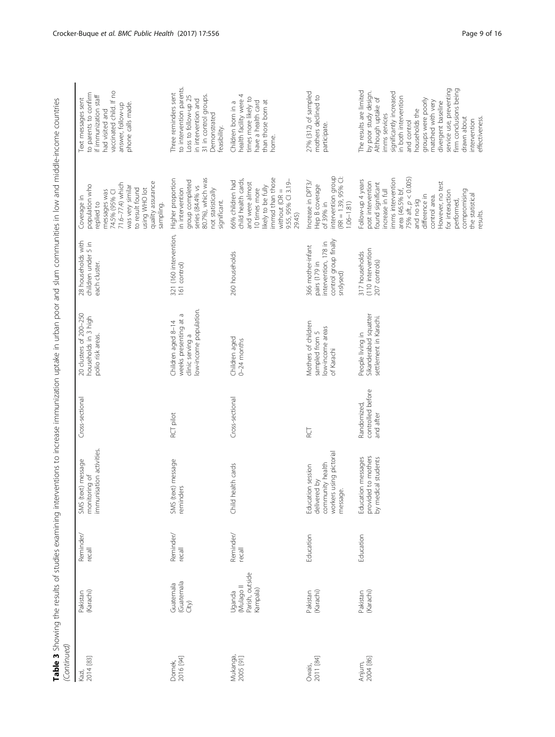**Table 3** Showing the results of studies examining interventions to increase immunization uptake in urban poor and slum communities in low and middle-income countries *(Continued)*

| | | | | | | | | |
|---|---|---|---|---|---|---|---|---|
| Kazi, 2014 [83] | Pakistan (Karachi) | Reminder/ recall | SMS (text) message monitoring of immunisation activities. | Cross-sectional | 20 clusters of 200–250 households in 3 high polio risk areas. | 28 households with children under 5 in each cluster. | Coverage in population who replied to messages was 74.5% (95% CI 71.6–77.4) which was very similar to result found using WHO lot quality assurance sampling. | Text messages sent to parents to confirm if immunization staff had visited and vaccinated child. If no answer, follow-up phone calls made. |
| Domek, 2016 [94] | Guatemala (Guatemala City) | Reminder/ recall | SMS (text) message reminders | RCT pilot | Children aged 8–14 weeks presenting at a clinic serving a low-income population. | 321 (160 intervention, 161 control) | Higher proportion in intervention group completed series (84.4% vs 80.7%), which was not statistically significant. | Three reminders sent to intervention parents. Loss to follow-up 25 in intervention and 31 in control groups. Demonstrated feasibility. |
| Mukanga, 2005 [91] | Uganda (Mulago II Parish, outside Kampala) | Reminder/ recall | Child health cards | Cross-sectional | Children aged 0–24 months | 260 households | 66% children had child health cards, and were almost 10 times more likely to be fully immsd than those without (OR = 9.55, 95% CI 3.19–29.45) | Children born in a health facility were 4 times more likely to have a health card than those born at home. |
| Owais, 2011 [84] | Pakistan (Karachi) | Education | Education session delivered by community health workers using pictorial message. | RCT | Mothers of children sampled from 5 low-income areas of Karachi | 366 mother-infant pairs (179 in intervention, 178 in control group finally snslysed) | Increase in DPT3/ Hep B coverage of 39% in intervention group (RR = 1.39, 95% CI: 1.06–1.81) | 27% (312) of sampled mothers declined to participate. |
| Anjum, 2004 [86] | Pakistan (Karachi) | Education | Education messages provided to mothers by medical students | Randomized, controlled before and after | People living in Sikanderabad squatter settlement in Karachi. | 317 households (110 intervention 207 controls) | Follow-up 4 years post intervention found significant increase in full imms intervention area (46.5% bf, 75% aft, $p < 0.005$) and no sig difference in control area. However, no test for interaction performed, compromising the statistical results. | The results are limited by poor study design. Although uptake of imms services significantly increased in both intervention and control households the groups were poorly matched with very divergent baseline service use, preventing firm conclusions being drawn about intervention effectiveness. |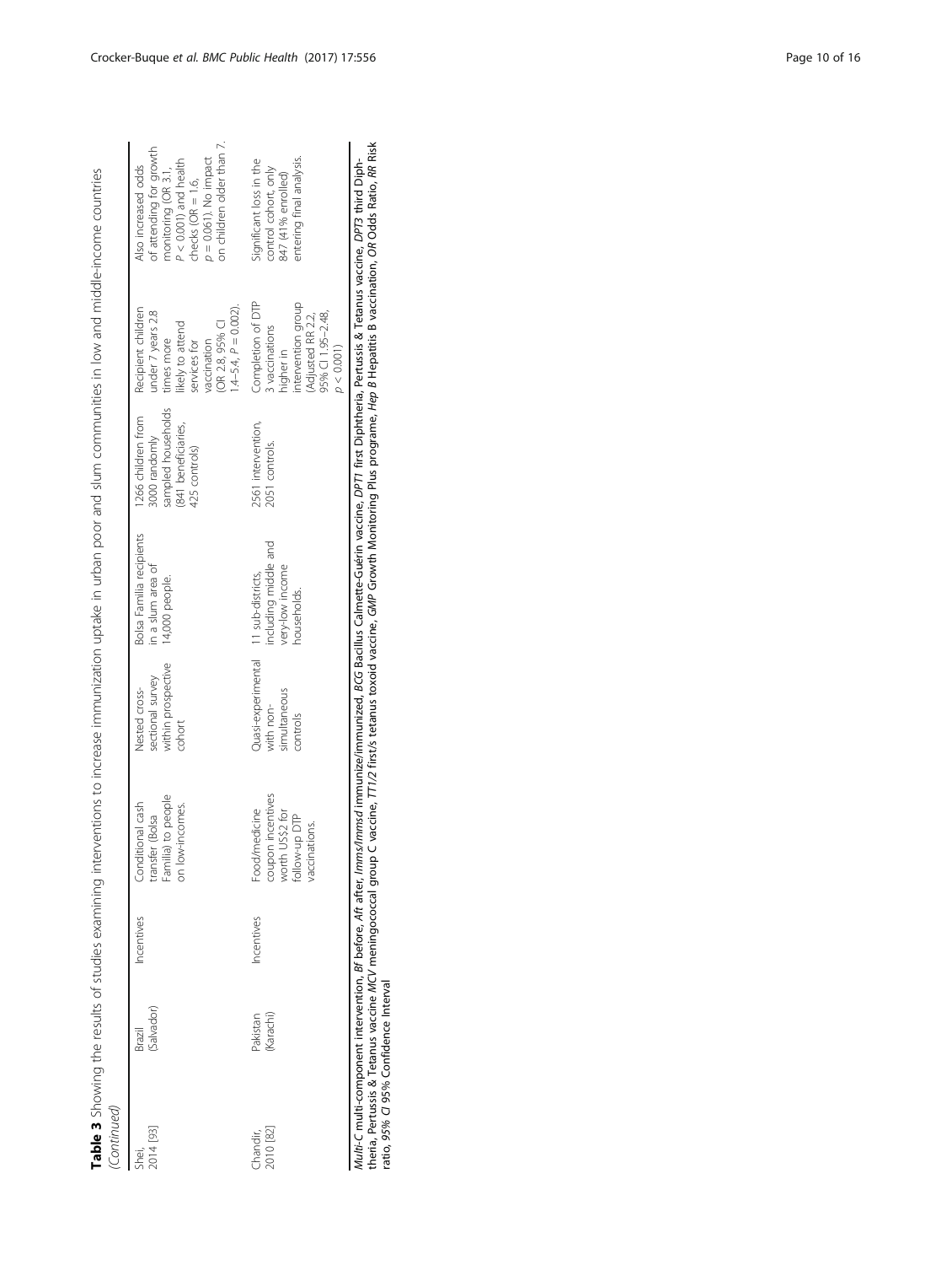**Table 3** Showing the results of studies examining interventions to increase immunization uptake in urban poor and slum communities in low and middle-income countries *(Continued)*

| | | | | | | | | |
|---|---|---|---|---|---|---|---|---|
| Shei, 2014 [93] | Brazil (Salvador) | Incentives | Conditional cash transfer (Bolsa Familia) to people on low-incomes. | Nested cross-sectional survey within prospective cohort | Bolsa Familia recipients in a slum area of 14,000 people. | 1266 children from 3000 randomly sampled households (841 beneficiaries, 425 controls) | Recipient children under 7 years 2.8 times more likely to attend services for vaccination (OR 2.8, 95% CI 1.4–5.4, $P = 0.002$). | Also increased odds of attending for growth monitoring (OR 3.1, $P < 0.001$) and health checks (OR = 1.6, $p = 0.061$). No impact on children older than 7. |
| Chandir, 2010 [82] | Pakistan (Karachi) | Incentives | Food/medicine coupon incentives worth US$2 for follow-up DTP vaccinations. | Quasi-experimental with non-simultaneous controls | 11 sub-districts, including middle and very-low income households. | 2561 intervention, 2051 controls. | Completion of DTP 3 vaccinations higher in intervention group (Adjusted RR 2.2, 95% CI 1.95–2.48, $p < 0.001$) | Significant loss in the control cohort, only 847 (41% enrolled) entering final analysis. |

*Multi-C* multi-component intervention, *Bf* before, *Aft* after, *Imms/Immsd* immunize/immunized, *BCG* Bacillus Calmette-Guérin vaccine, *DPT1* first Diphtheria, Pertussis & Tetanus vaccine, *DPT3* third Diphtheria, Pertussis & Tetanus vaccine *MCV* meningococcal group C vaccine, *TT1/2* first/s tetanus toxoid vaccine, *GMP* Growth Monitoring Plus programe, *Hep B* Hepatitis B vaccination, *OR* Odds Ratio, *RR* Risk ratio, *95% CI* 95% Confidence Interval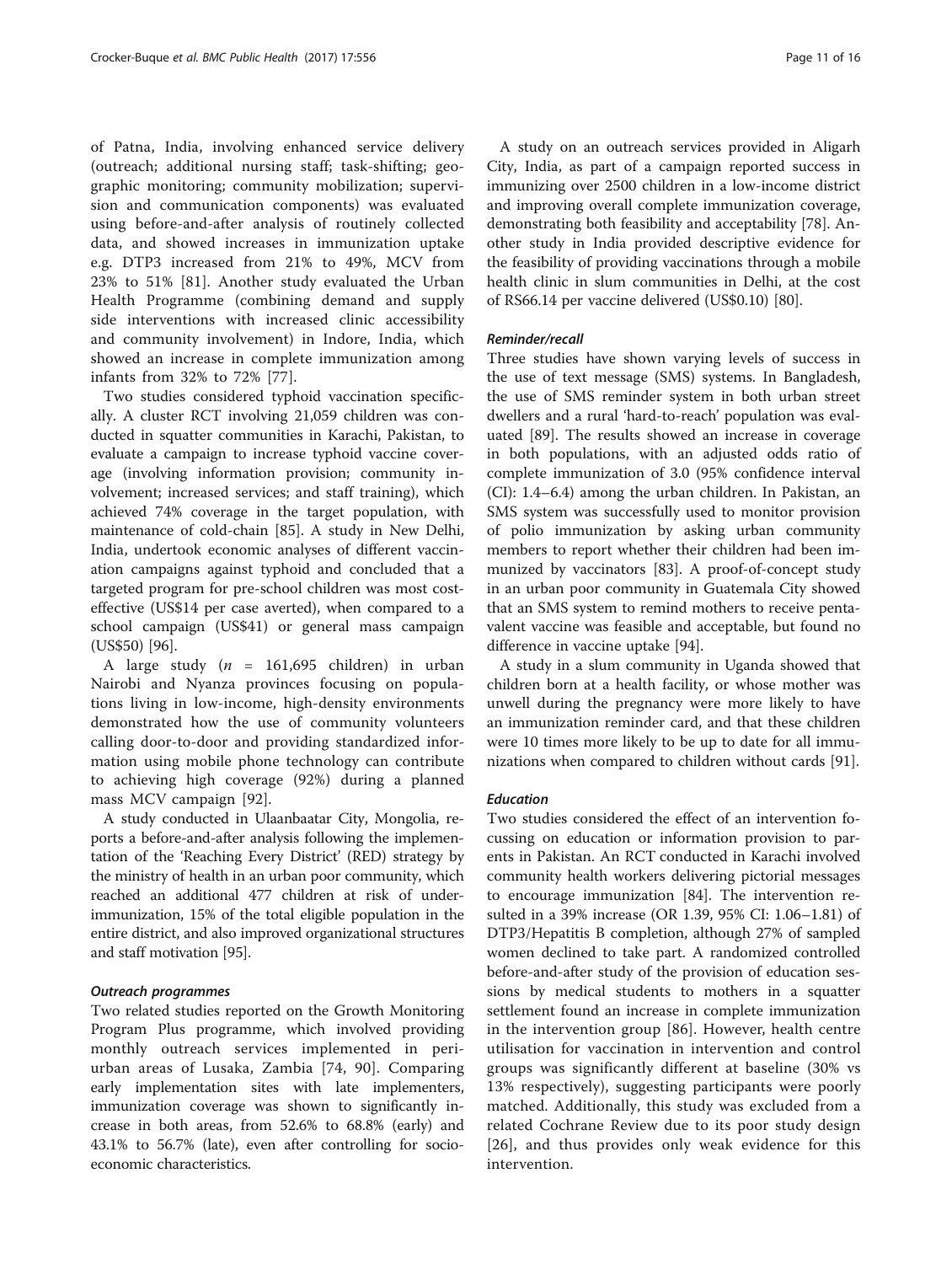of Patna, India, involving enhanced service delivery (outreach; additional nursing staff; task-shifting; geographic monitoring; community mobilization; supervision and communication components) was evaluated using before-and-after analysis of routinely collected data, and showed increases in immunization uptake e.g. DTP3 increased from 21% to 49%, MCV from 23% to 51% [81]. Another study evaluated the Urban Health Programme (combining demand and supply side interventions with increased clinic accessibility and community involvement) in Indore, India, which showed an increase in complete immunization among infants from 32% to 72% [77].

Two studies considered typhoid vaccination specifically. A cluster RCT involving 21,059 children was conducted in squatter communities in Karachi, Pakistan, to evaluate a campaign to increase typhoid vaccine coverage (involving information provision; community involvement; increased services; and staff training), which achieved 74% coverage in the target population, with maintenance of cold-chain [85]. A study in New Delhi, India, undertook economic analyses of different vaccination campaigns against typhoid and concluded that a targeted program for pre-school children was most cost-effective (US$14 per case averted), when compared to a school campaign (US$41) or general mass campaign (US$50) [96].

A large study ($n$ = 161,695 children) in urban Nairobi and Nyanza provinces focusing on populations living in low-income, high-density environments demonstrated how the use of community volunteers calling door-to-door and providing standardized information using mobile phone technology can contribute to achieving high coverage (92%) during a planned mass MCV campaign [92].

A study conducted in Ulaanbaatar City, Mongolia, reports a before-and-after analysis following the implementation of the 'Reaching Every District' (RED) strategy by the ministry of health in an urban poor community, which reached an additional 477 children at risk of under-immunization, 15% of the total eligible population in the entire district, and also improved organizational structures and staff motivation [95].

#### *Outreach programmes*

Two related studies reported on the Growth Monitoring Program Plus programme, which involved providing monthly outreach services implemented in peri-urban areas of Lusaka, Zambia [74, 90]. Comparing early implementation sites with late implementers, immunization coverage was shown to significantly increase in both areas, from 52.6% to 68.8% (early) and 43.1% to 56.7% (late), even after controlling for socio-economic characteristics.

A study on an outreach services provided in Aligarh City, India, as part of a campaign reported success in immunizing over 2500 children in a low-income district and improving overall complete immunization coverage, demonstrating both feasibility and acceptability [78]. Another study in India provided descriptive evidence for the feasibility of providing vaccinations through a mobile health clinic in slum communities in Delhi, at the cost of RS66.14 per vaccine delivered (US$0.10) [80].

#### *Reminder/recall*

Three studies have shown varying levels of success in the use of text message (SMS) systems. In Bangladesh, the use of SMS reminder system in both urban street dwellers and a rural 'hard-to-reach' population was evaluated [89]. The results showed an increase in coverage in both populations, with an adjusted odds ratio of complete immunization of 3.0 (95% confidence interval (CI): 1.4–6.4) among the urban children. In Pakistan, an SMS system was successfully used to monitor provision of polio immunization by asking urban community members to report whether their children had been immunized by vaccinators [83]. A proof-of-concept study in an urban poor community in Guatemala City showed that an SMS system to remind mothers to receive pentavalent vaccine was feasible and acceptable, but found no difference in vaccine uptake [94].

A study in a slum community in Uganda showed that children born at a health facility, or whose mother was unwell during the pregnancy were more likely to have an immunization reminder card, and that these children were 10 times more likely to be up to date for all immunizations when compared to children without cards [91].

#### *Education*

Two studies considered the effect of an intervention focussing on education or information provision to parents in Pakistan. An RCT conducted in Karachi involved community health workers delivering pictorial messages to encourage immunization [84]. The intervention resulted in a 39% increase (OR 1.39, 95% CI: 1.06–1.81) of DTP3/Hepatitis B completion, although 27% of sampled women declined to take part. A randomized controlled before-and-after study of the provision of education sessions by medical students to mothers in a squatter settlement found an increase in complete immunization in the intervention group [86]. However, health centre utilisation for vaccination in intervention and control groups was significantly different at baseline (30% vs 13% respectively), suggesting participants were poorly matched. Additionally, this study was excluded from a related Cochrane Review due to its poor study design [26], and thus provides only weak evidence for this intervention.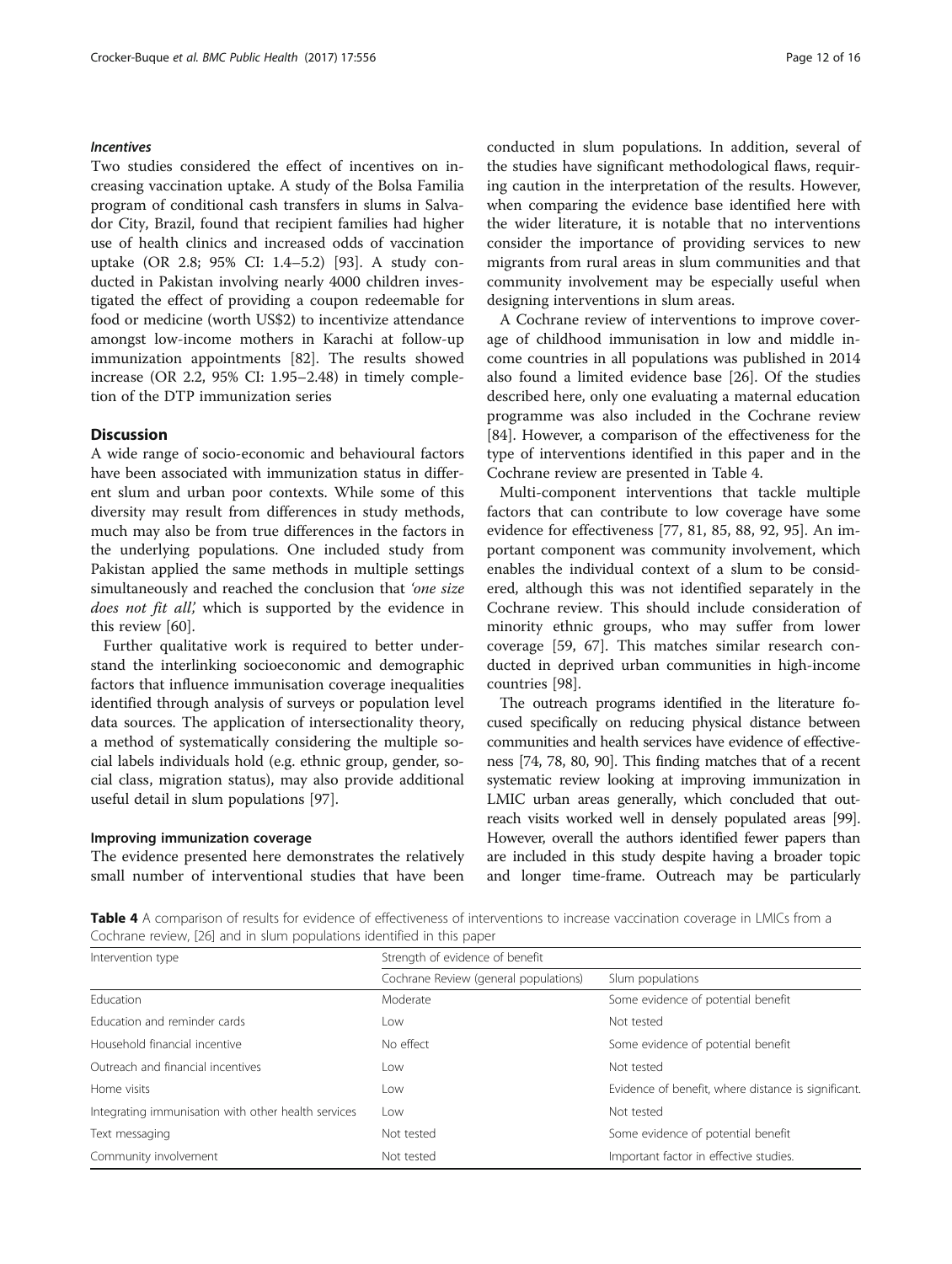#### *Incentives*

Two studies considered the effect of incentives on increasing vaccination uptake. A study of the Bolsa Familia program of conditional cash transfers in slums in Salvador City, Brazil, found that recipient families had higher use of health clinics and increased odds of vaccination uptake (OR 2.8; 95% CI: 1.4–5.2) [93]. A study conducted in Pakistan involving nearly 4000 children investigated the effect of providing a coupon redeemable for food or medicine (worth US$2) to incentivize attendance amongst low-income mothers in Karachi at follow-up immunization appointments [82]. The results showed increase (OR 2.2, 95% CI: 1.95–2.48) in timely completion of the DTP immunization series

## Discussion

A wide range of socio-economic and behavioural factors have been associated with immunization status in different slum and urban poor contexts. While some of this diversity may result from differences in study methods, much may also be from true differences in the factors in the underlying populations. One included study from Pakistan applied the same methods in multiple settings simultaneously and reached the conclusion that *'one size does not fit all',* which is supported by the evidence in this review [60].

Further qualitative work is required to better understand the interlinking socioeconomic and demographic factors that influence immunisation coverage inequalities identified through analysis of surveys or population level data sources. The application of intersectionality theory, a method of systematically considering the multiple social labels individuals hold (e.g. ethnic group, gender, social class, migration status), may also provide additional useful detail in slum populations [97].

### Improving immunization coverage

The evidence presented here demonstrates the relatively small number of interventional studies that have been conducted in slum populations. In addition, several of the studies have significant methodological flaws, requiring caution in the interpretation of the results. However, when comparing the evidence base identified here with the wider literature, it is notable that no interventions consider the importance of providing services to new migrants from rural areas in slum communities and that community involvement may be especially useful when designing interventions in slum areas.

A Cochrane review of interventions to improve coverage of childhood immunisation in low and middle income countries in all populations was published in 2014 also found a limited evidence base [26]. Of the studies described here, only one evaluating a maternal education programme was also included in the Cochrane review [84]. However, a comparison of the effectiveness for the type of interventions identified in this paper and in the Cochrane review are presented in Table 4.

Multi-component interventions that tackle multiple factors that can contribute to low coverage have some evidence for effectiveness [77, 81, 85, 88, 92, 95]. An important component was community involvement, which enables the individual context of a slum to be considered, although this was not identified separately in the Cochrane review. This should include consideration of minority ethnic groups, who may suffer from lower coverage [59, 67]. This matches similar research conducted in deprived urban communities in high-income countries [98].

The outreach programs identified in the literature focused specifically on reducing physical distance between communities and health services have evidence of effectiveness [74, 78, 80, 90]. This finding matches that of a recent systematic review looking at improving immunization in LMIC urban areas generally, which concluded that outreach visits worked well in densely populated areas [99]. However, overall the authors identified fewer papers than are included in this study despite having a broader topic and longer time-frame. Outreach may be particularly

**Table 4** A comparison of results for evidence of effectiveness of interventions to increase vaccination coverage in LMICs from a Cochrane review, [26] and in slum populations identified in this paper

| Intervention type | Strength of evidence of benefit | |
|---|---|---|
| | Cochrane Review (general populations) | Slum populations |
| Education | Moderate | Some evidence of potential benefit |
| Education and reminder cards | Low | Not tested |
| Household financial incentive | No effect | Some evidence of potential benefit |
| Outreach and financial incentives | Low | Not tested |
| Home visits | Low | Evidence of benefit, where distance is significant. |
| Integrating immunisation with other health services | Low | Not tested |
| Text messaging | Not tested | Some evidence of potential benefit |
| Community involvement | Not tested | Important factor in effective studies. |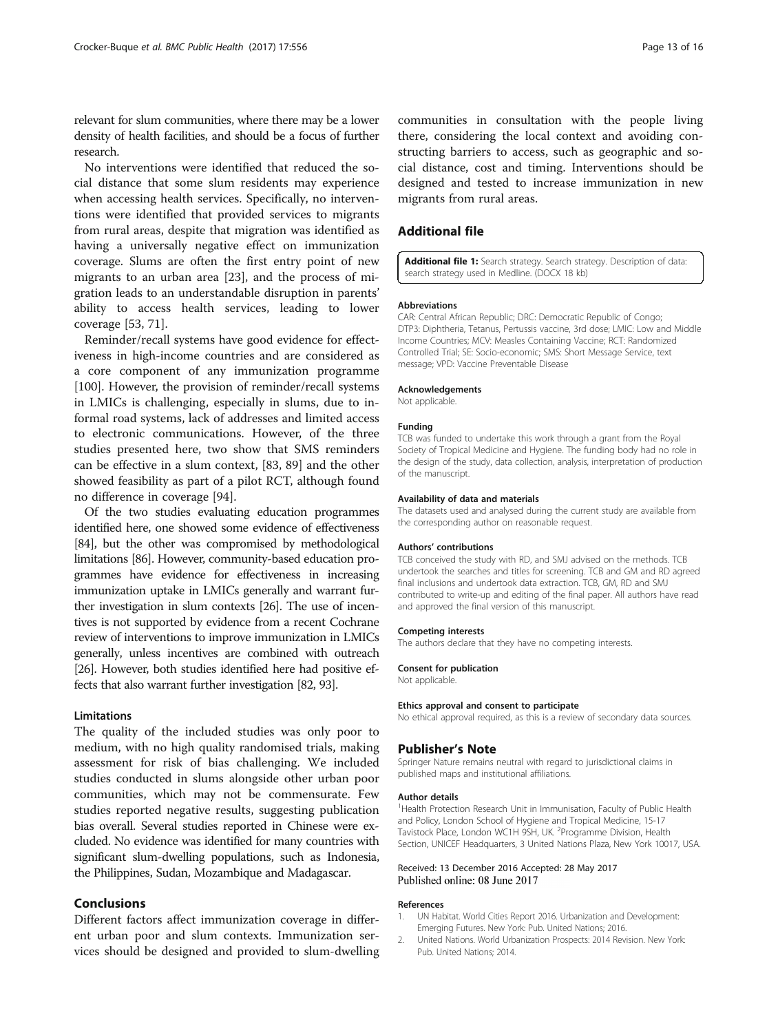relevant for slum communities, where there may be a lower density of health facilities, and should be a focus of further research.

No interventions were identified that reduced the social distance that some slum residents may experience when accessing health services. Specifically, no interventions were identified that provided services to migrants from rural areas, despite that migration was identified as having a universally negative effect on immunization coverage. Slums are often the first entry point of new migrants to an urban area [23], and the process of migration leads to an understandable disruption in parents' ability to access health services, leading to lower coverage [53, 71].

Reminder/recall systems have good evidence for effectiveness in high-income countries and are considered as a core component of any immunization programme [100]. However, the provision of reminder/recall systems in LMICs is challenging, especially in slums, due to informal road systems, lack of addresses and limited access to electronic communications. However, of the three studies presented here, two show that SMS reminders can be effective in a slum context, [83, 89] and the other showed feasibility as part of a pilot RCT, although found no difference in coverage [94].

Of the two studies evaluating education programmes identified here, one showed some evidence of effectiveness [84], but the other was compromised by methodological limitations [86]. However, community-based education programmes have evidence for effectiveness in increasing immunization uptake in LMICs generally and warrant further investigation in slum contexts [26]. The use of incentives is not supported by evidence from a recent Cochrane review of interventions to improve immunization in LMICs generally, unless incentives are combined with outreach [26]. However, both studies identified here had positive effects that also warrant further investigation [82, 93].

### Limitations

The quality of the included studies was only poor to medium, with no high quality randomised trials, making assessment for risk of bias challenging. We included studies conducted in slums alongside other urban poor communities, which may not be commensurate. Few studies reported negative results, suggesting publication bias overall. Several studies reported in Chinese were excluded. No evidence was identified for many countries with significant slum-dwelling populations, such as Indonesia, the Philippines, Sudan, Mozambique and Madagascar.

## Conclusions

Different factors affect immunization coverage in different urban poor and slum contexts. Immunization services should be designed and provided to slum-dwelling communities in consultation with the people living there, considering the local context and avoiding constructing barriers to access, such as geographic and social distance, cost and timing. Interventions should be designed and tested to increase immunization in new migrants from rural areas.

## Additional file

**Additional file 1:** Search strategy. Search strategy. Description of data: search strategy used in Medline. (DOCX 18 kb)

#### Abbreviations

CAR: Central African Republic; DRC: Democratic Republic of Congo; DTP3: Diphtheria, Tetanus, Pertussis vaccine, 3rd dose; LMIC: Low and Middle Income Countries; MCV: Measles Containing Vaccine; RCT: Randomized Controlled Trial; SE: Socio-economic; SMS: Short Message Service, text message; VPD: Vaccine Preventable Disease

#### Acknowledgements

Not applicable.

#### Funding

TCB was funded to undertake this work through a grant from the Royal Society of Tropical Medicine and Hygiene. The funding body had no role in the design of the study, data collection, analysis, interpretation of production of the manuscript.

#### Availability of data and materials

The datasets used and analysed during the current study are available from the corresponding author on reasonable request.

#### Authors' contributions

TCB conceived the study with RD, and SMJ advised on the methods. TCB undertook the searches and titles for screening. TCB and GM and RD agreed final inclusions and undertook data extraction. TCB, GM, RD and SMJ contributed to write-up and editing of the final paper. All authors have read and approved the final version of this manuscript.

#### Competing interests

The authors declare that they have no competing interests.

#### Consent for publication

Not applicable.

#### Ethics approval and consent to participate

No ethical approval required, as this is a review of secondary data sources.

## Publisher's Note

Springer Nature remains neutral with regard to jurisdictional claims in published maps and institutional affiliations.

#### Author details

[1]Health Protection Research Unit in Immunisation, Faculty of Public Health and Policy, London School of Hygiene and Tropical Medicine, 15-17 Tavistock Place, London WC1H 9SH, UK. [2]Programme Division, Health Section, UNICEF Headquarters, 3 United Nations Plaza, New York 10017, USA.

Received: 13 December 2016 Accepted: 28 May 2017
Published online: 08 June 2017

#### References

1. UN Habitat. World Cities Report 2016. Urbanization and Development: Emerging Futures. New York: Pub. United Nations; 2016.
2. United Nations. World Urbanization Prospects: 2014 Revision. New York: Pub. United Nations; 2014.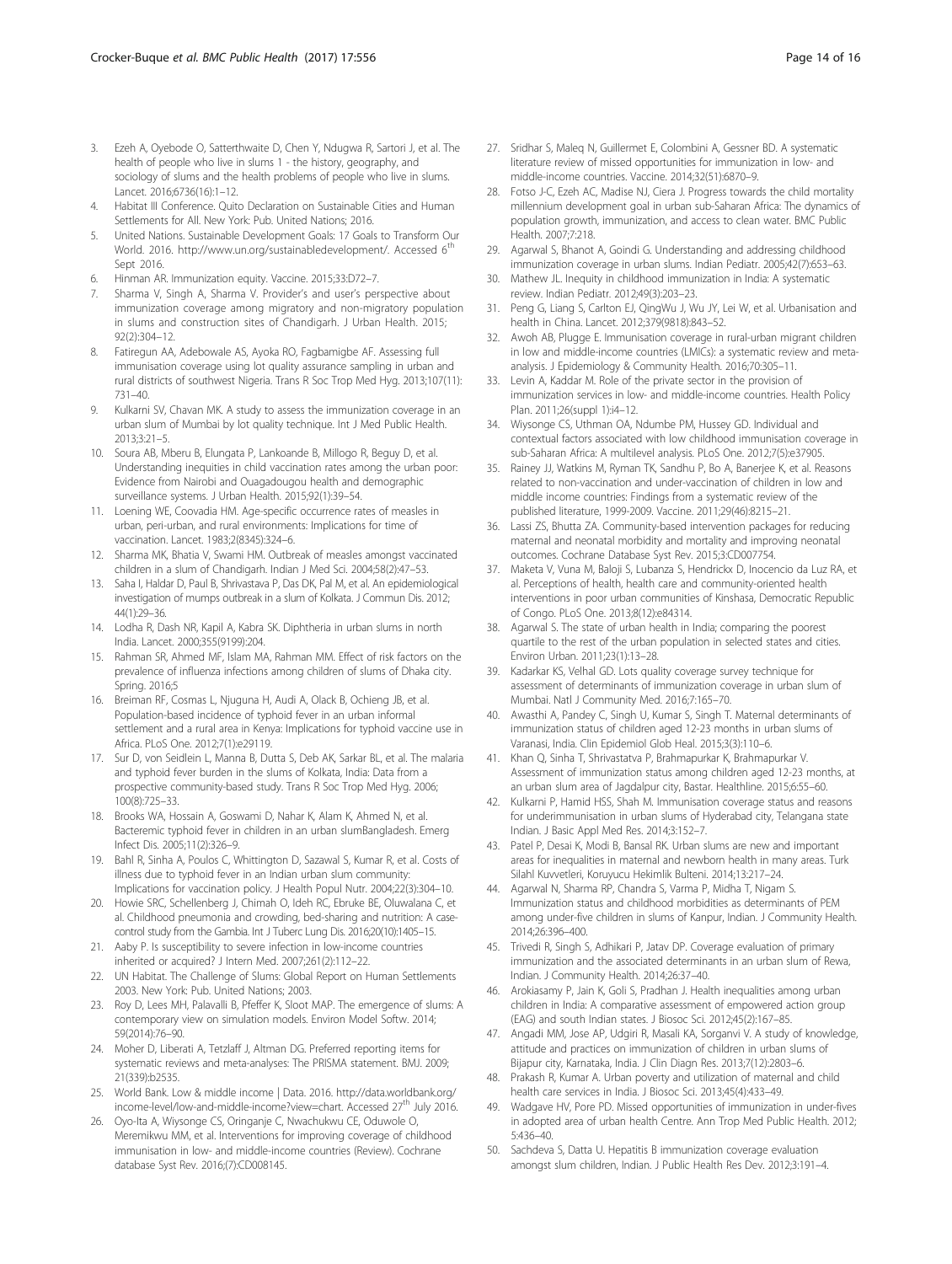3. Ezeh A, Oyebode O, Satterthwaite D, Chen Y, Ndugwa R, Sartori J, et al. The health of people who live in slums 1 - the history, geography, and sociology of slums and the health problems of people who live in slums. Lancet. 2016;6736(16):1–12.
4. Habitat III Conference. Quito Declaration on Sustainable Cities and Human Settlements for All. New York: Pub. United Nations; 2016.
5. United Nations. Sustainable Development Goals: 17 Goals to Transform Our World. 2016. http://www.un.org/sustainabledevelopment/. Accessed 6th Sept 2016.
6. Hinman AR. Immunization equity. Vaccine. 2015;33:D72–7.
7. Sharma V, Singh A, Sharma V. Provider's and user's perspective about immunization coverage among migratory and non-migratory population in slums and construction sites of Chandigarh. J Urban Health. 2015; 92(2):304–12.
8. Fatiregun AA, Adebowale AS, Ayoka RO, Fagbamigbe AF. Assessing full immunisation coverage using lot quality assurance sampling in urban and rural districts of southwest Nigeria. Trans R Soc Trop Med Hyg. 2013;107(11): 731–40.
9. Kulkarni SV, Chavan MK. A study to assess the immunization coverage in an urban slum of Mumbai by lot quality technique. Int J Med Public Health. 2013;3:21–5.
10. Soura AB, Mberu B, Elungata P, Lankoande B, Millogo R, Beguy D, et al. Understanding inequities in child vaccination rates among the urban poor: Evidence from Nairobi and Ouagadougou health and demographic surveillance systems. J Urban Health. 2015;92(1):39–54.
11. Loening WE, Coovadia HM. Age-specific occurrence rates of measles in urban, peri-urban, and rural environments: Implications for time of vaccination. Lancet. 1983;2(8345):324–6.
12. Sharma MK, Bhatia V, Swami HM. Outbreak of measles amongst vaccinated children in a slum of Chandigarh. Indian J Med Sci. 2004;58(2):47–53.
13. Saha I, Haldar D, Paul B, Shrivastava P, Das DK, Pal M, et al. An epidemiological investigation of mumps outbreak in a slum of Kolkata. J Commun Dis. 2012; 44(1):29–36.
14. Lodha R, Dash NR, Kapil A, Kabra SK. Diphtheria in urban slums in north India. Lancet. 2000;355(9199):204.
15. Rahman SR, Ahmed MF, Islam MA, Rahman MM. Effect of risk factors on the prevalence of influenza infections among children of slums of Dhaka city. Spring. 2016;5
16. Breiman RF, Cosmas L, Njuguna H, Audi A, Olack B, Ochieng JB, et al. Population-based incidence of typhoid fever in an urban informal settlement and a rural area in Kenya: Implications for typhoid vaccine use in Africa. PLoS One. 2012;7(1):e29119.
17. Sur D, von Seidlein L, Manna B, Dutta S, Deb AK, Sarkar BL, et al. The malaria and typhoid fever burden in the slums of Kolkata, India: Data from a prospective community-based study. Trans R Soc Trop Med Hyg. 2006; 100(8):725–33.
18. Brooks WA, Hossain A, Goswami D, Nahar K, Alam K, Ahmed N, et al. Bacteremic typhoid fever in children in an urban slumBangladesh. Emerg Infect Dis. 2005;11(2):326–9.
19. Bahl R, Sinha A, Poulos C, Whittington D, Sazawal S, Kumar R, et al. Costs of illness due to typhoid fever in an Indian urban slum community: Implications for vaccination policy. J Health Popul Nutr. 2004;22(3):304–10.
20. Howie SRC, Schellenberg J, Chimah O, Ideh RC, Ebruke BE, Oluwalana C, et al. Childhood pneumonia and crowding, bed-sharing and nutrition: A case-control study from the Gambia. Int J Tuberc Lung Dis. 2016;20(10):1405–15.
21. Aaby P. Is susceptibility to severe infection in low-income countries inherited or acquired? J Intern Med. 2007;261(2):112–22.
22. UN Habitat. The Challenge of Slums: Global Report on Human Settlements 2003. New York: Pub. United Nations; 2003.
23. Roy D, Lees MH, Palavalli B, Pfeffer K, Sloot MAP. The emergence of slums: A contemporary view on simulation models. Environ Model Softw. 2014; 59(2014):76–90.
24. Moher D, Liberati A, Tetzlaff J, Altman DG. Preferred reporting items for systematic reviews and meta-analyses: The PRISMA statement. BMJ. 2009; 21(339):b2535.
25. World Bank. Low & middle income | Data. 2016. http://data.worldbank.org/income-level/low-and-middle-income?view=chart. Accessed 27th July 2016.
26. Oyo-Ita A, Wiysonge CS, Oringanje C, Nwachukwu CE, Oduwole O, Meremikwu MM, et al. Interventions for improving coverage of childhood immunisation in low- and middle-income countries (Review). Cochrane database Syst Rev. 2016;(7):CD008145.
27. Sridhar S, Maleq N, Guillermet E, Colombini A, Gessner BD. A systematic literature review of missed opportunities for immunization in low- and middle-income countries. Vaccine. 2014;32(51):6870–9.
28. Fotso J-C, Ezeh AC, Madise NJ, Ciera J. Progress towards the child mortality millennium development goal in urban sub-Saharan Africa: The dynamics of population growth, immunization, and access to clean water. BMC Public Health. 2007;7:218.
29. Agarwal S, Bhanot A, Goindi G. Understanding and addressing childhood immunization coverage in urban slums. Indian Pediatr. 2005;42(7):653–63.
30. Mathew JL. Inequity in childhood immunization in India: A systematic review. Indian Pediatr. 2012;49(3):203–23.
31. Peng G, Liang S, Carlton EJ, QingWu J, Wu JY, Lei W, et al. Urbanisation and health in China. Lancet. 2012;379(9818):843–52.
32. Awoh AB, Plugge E. Immunisation coverage in rural-urban migrant children in low and middle-income countries (LMICs): a systematic review and meta-analysis. J Epidemiology & Community Health. 2016;70:305–11.
33. Levin A, Kaddar M. Role of the private sector in the provision of immunization services in low- and middle-income countries. Health Policy Plan. 2011;26(suppl 1):i4–12.
34. Wiysonge CS, Uthman OA, Ndumbe PM, Hussey GD. Individual and contextual factors associated with low childhood immunisation coverage in sub-Saharan Africa: A multilevel analysis. PLoS One. 2012;7(5):e37905.
35. Rainey JJ, Watkins M, Ryman TK, Sandhu P, Bo A, Banerjee K, et al. Reasons related to non-vaccination and under-vaccination of children in low and middle income countries: Findings from a systematic review of the published literature, 1999-2009. Vaccine. 2011;29(46):8215–21.
36. Lassi ZS, Bhutta ZA. Community-based intervention packages for reducing maternal and neonatal morbidity and mortality and improving neonatal outcomes. Cochrane Database Syst Rev. 2015;3:CD007754.
37. Maketa V, Vuna M, Baloji S, Lubanza S, Hendrickx D, Inocencio da Luz RA, et al. Perceptions of health, health care and community-oriented health interventions in poor urban communities of Kinshasa, Democratic Republic of Congo. PLoS One. 2013;8(12):e84314.
38. Agarwal S. The state of urban health in India; comparing the poorest quartile to the rest of the urban population in selected states and cities. Environ Urban. 2011;23(1):13–28.
39. Kadarkar KS, Velhal GD. Lots quality coverage survey technique for assessment of determinants of immunization coverage in urban slum of Mumbai. Natl J Community Med. 2016;7:165–70.
40. Awasthi A, Pandey C, Singh U, Kumar S, Singh T. Maternal determinants of immunization status of children aged 12-23 months in urban slums of Varanasi, India. Clin Epidemiol Glob Heal. 2015;3(3):110–6.
41. Khan Q, Sinha T, Shrivastava P, Brahmapurkar K, Brahmapurkar V. Assessment of immunization status among children aged 12-23 months, at an urban slum area of Jagdalpur city, Bastar. Healthline. 2015;6:55–60.
42. Kulkarni P, Hamid HSS, Shah M. Immunisation coverage status and reasons for underimmunisation in urban slums of Hyderabad city, Telangana state Indian. J Basic Appl Med Res. 2014;3:152–7.
43. Patel P, Desai K, Modi B, Bansal RK. Urban slums are new and important areas for inequalities in maternal and newborn health in many areas. Turk Silahl Kuvvetleri, Koruyucu Hekimlik Bulteni. 2014;13:217–24.
44. Agarwal N, Sharma RP, Chandra S, Varma P, Midha T, Nigam S. Immunization status and childhood morbidities as determinants of PEM among under-five children in slums of Kanpur, Indian. J Community Health. 2014;26:396–400.
45. Trivedi R, Singh S, Adhikari P, Jatav DP. Coverage evaluation of primary immunization and the associated determinants in an urban slum of Rewa, Indian. J Community Health. 2014;26:37–40.
46. Arokiasamy P, Jain K, Goli S, Pradhan J. Health inequalities among urban children in India: A comparative assessment of empowered action group (EAG) and south Indian states. J Biosoc Sci. 2012;45(2):167–85.
47. Angadi MM, Jose AP, Udgiri R, Masali KA, Sorganvi V. A study of knowledge, attitude and practices on immunization of children in urban slums of Bijapur city, Karnataka, India. J Clin Diagn Res. 2013;7(12):2803–6.
48. Prakash R, Kumar A. Urban poverty and utilization of maternal and child health care services in India. J Biosoc Sci. 2013;45(4):433–49.
49. Wadgave HV, Pore PD. Missed opportunities of immunization in under-fives in adopted area of urban health Centre. Ann Trop Med Public Health. 2012; 5:436–40.
50. Sachdeva S, Datta U. Hepatitis B immunization coverage evaluation amongst slum children, Indian. J Public Health Res Dev. 2012;3:191–4.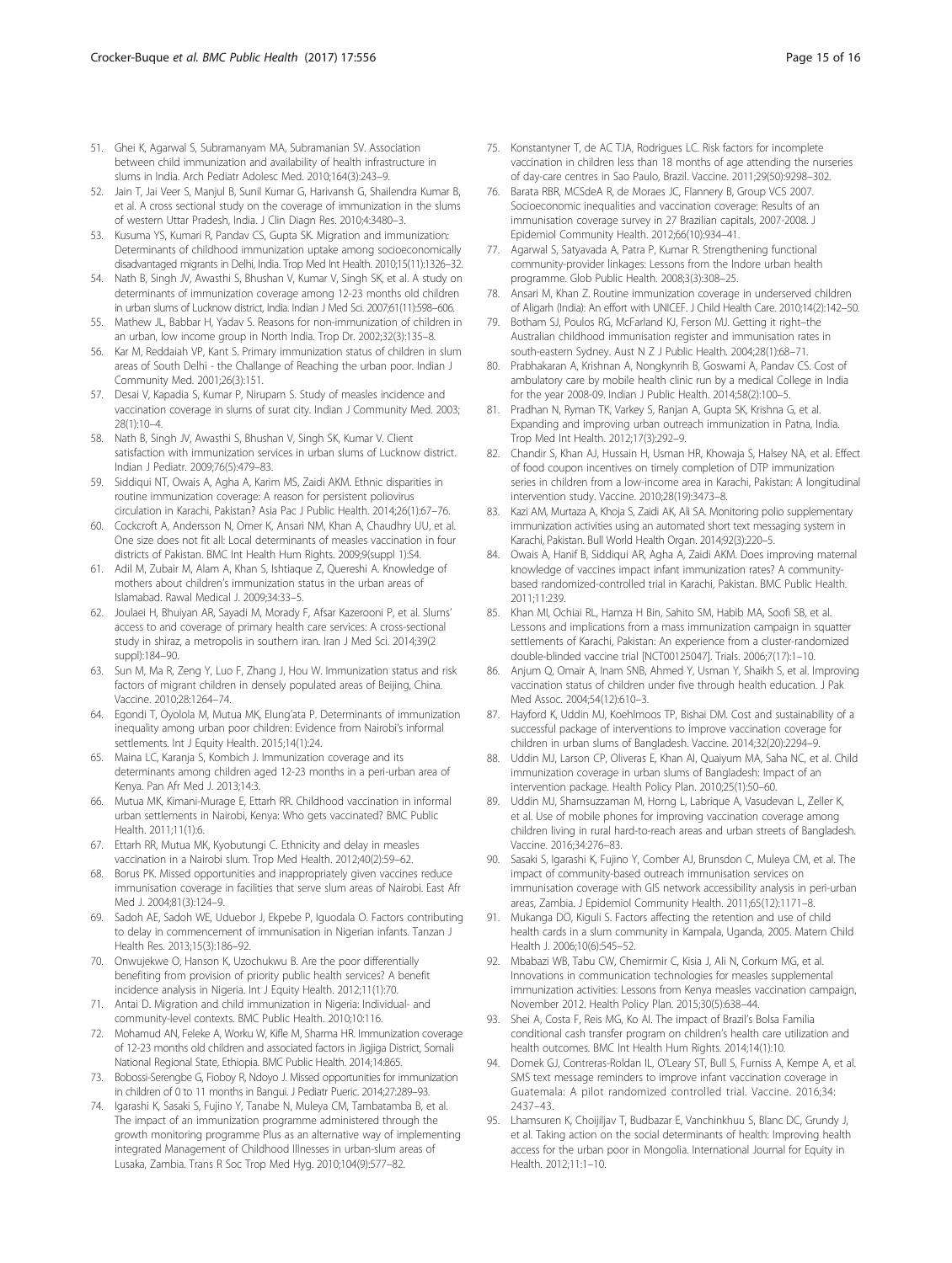51. Ghei K, Agarwal S, Subramanyam MA, Subramanian SV. Association between child immunization and availability of health infrastructure in slums in India. Arch Pediatr Adolesc Med. 2010;164(3):243–9.
52. Jain T, Jai Veer S, Manjul B, Sunil Kumar G, Harivansh G, Shailendra Kumar B, et al. A cross sectional study on the coverage of immunization in the slums of western Uttar Pradesh, India. J Clin Diagn Res. 2010;4:3480–3.
53. Kusuma YS, Kumari R, Pandav CS, Gupta SK. Migration and immunization: Determinants of childhood immunization uptake among socioeconomically disadvantaged migrants in Delhi, India. Trop Med Int Health. 2010;15(11):1326–32.
54. Nath B, Singh JV, Awasthi S, Bhushan V, Kumar V, Singh SK, et al. A study on determinants of immunization coverage among 12-23 months old children in urban slums of Lucknow district, India. Indian J Med Sci. 2007;61(11):598–606.
55. Mathew JL, Babbar H, Yadav S. Reasons for non-immunization of children in an urban, low income group in North India. Trop Dr. 2002;32(3):135–8.
56. Kar M, Reddaiah VP, Kant S. Primary immunization status of children in slum areas of South Delhi - the Challange of Reaching the urban poor. Indian J Community Med. 2001;26(3):151.
57. Desai V, Kapadia S, Kumar P, Nirupam S. Study of measles incidence and vaccination coverage in slums of surat city. Indian J Community Med. 2003; 28(1):10–4.
58. Nath B, Singh JV, Awasthi S, Bhushan V, Singh SK, Kumar V. Client satisfaction with immunization services in urban slums of Lucknow district. Indian J Pediatr. 2009;76(5):479–83.
59. Siddiqui NT, Owais A, Agha A, Karim MS, Zaidi AKM. Ethnic disparities in routine immunization coverage: A reason for persistent poliovirus circulation in Karachi, Pakistan? Asia Pac J Public Health. 2014;26(1):67–76.
60. Cockcroft A, Andersson N, Omer K, Ansari NM, Khan A, Chaudhry UU, et al. One size does not fit all: Local determinants of measles vaccination in four districts of Pakistan. BMC Int Health Hum Rights. 2009;9(suppl 1):S4.
61. Adil M, Zubair M, Alam A, Khan S, Ishtiaque Z, Quereshi A. Knowledge of mothers about children's immunization status in the urban areas of Islamabad. Rawal Medical J. 2009;34:33–5.
62. Joulaei H, Bhuiyan AR, Sayadi M, Morady F, Afsar Kazerooni P, et al. Slums' access to and coverage of primary health care services: A cross-sectional study in shiraz, a metropolis in southern iran. Iran J Med Sci. 2014;39(2 suppl):184–90.
63. Sun M, Ma R, Zeng Y, Luo F, Zhang J, Hou W. Immunization status and risk factors of migrant children in densely populated areas of Beijing, China. Vaccine. 2010;28:1264–74.
64. Egondi T, Oyolola M, Mutua MK, Elung'ata P. Determinants of immunization inequality among urban poor children: Evidence from Nairobi's informal settlements. Int J Equity Health. 2015;14(1):24.
65. Maina LC, Karanja S, Kombich J. Immunization coverage and its determinants among children aged 12-23 months in a peri-urban area of Kenya. Pan Afr Med J. 2013;14:3.
66. Mutua MK, Kimani-Murage E, Ettarh RR. Childhood vaccination in informal urban settlements in Nairobi, Kenya: Who gets vaccinated? BMC Public Health. 2011;11(1):6.
67. Ettarh RR, Mutua MK, Kyobutungi C. Ethnicity and delay in measles vaccination in a Nairobi slum. Trop Med Health. 2012;40(2):59–62.
68. Borus PK. Missed opportunities and inappropriately given vaccines reduce immunisation coverage in facilities that serve slum areas of Nairobi. East Afr Med J. 2004;81(3):124–9.
69. Sadoh AE, Sadoh WE, Uduebor J, Ekpebe P, Iguodala O. Factors contributing to delay in commencement of immunisation in Nigerian infants. Tanzan J Health Res. 2013;15(3):186–92.
70. Onwujekwe O, Hanson K, Uzochukwu B. Are the poor differentially benefiting from provision of priority public health services? A benefit incidence analysis in Nigeria. Int J Equity Health. 2012;11(1):70.
71. Antai D. Migration and child immunization in Nigeria: Individual- and community-level contexts. BMC Public Health. 2010;10:116.
72. Mohamud AN, Feleke A, Worku W, Kifle M, Sharma HR. Immunization coverage of 12-23 months old children and associated factors in Jigjiga District, Somali National Regional State, Ethiopia. BMC Public Health. 2014;14:865.
73. Bobossi-Serengbe G, Fioboy R, Ndoyo J. Missed opportunities for immunization in children of 0 to 11 months in Bangui. J Pediatr Pueric. 2014;27:289–93.
74. Igarashi K, Sasaki S, Fujino Y, Tanabe N, Muleya CM, Tambatamba B, et al. The impact of an immunization programme administered through the growth monitoring programme Plus as an alternative way of implementing integrated Management of Childhood Illnesses in urban-slum areas of Lusaka, Zambia. Trans R Soc Trop Med Hyg. 2010;104(9):577–82.
75. Konstantyner T, de AC TJA, Rodrigues LC. Risk factors for incomplete vaccination in children less than 18 months of age attending the nurseries of day-care centres in Sao Paulo, Brazil. Vaccine. 2011;29(50):9298–302.
76. Barata RBR, MCSdeA R, de Moraes JC, Flannery B, Group VCS 2007. Socioeconomic inequalities and vaccination coverage: Results of an immunisation coverage survey in 27 Brazilian capitals, 2007-2008. J Epidemiol Community Health. 2012;66(10):934–41.
77. Agarwal S, Satyavada A, Patra P, Kumar R. Strengthening functional community-provider linkages: Lessons from the Indore urban health programme. Glob Public Health. 2008;3(3):308–25.
78. Ansari M, Khan Z. Routine immunization coverage in underserved children of Aligarh (India): An effort with UNICEF. J Child Health Care. 2010;14(2):142–50.
79. Botham SJ, Poulos RG, McFarland KJ, Ferson MJ. Getting it right–the Australian childhood immunisation register and immunisation rates in south-eastern Sydney. Aust N Z J Public Health. 2004;28(1):68–71.
80. Prabhakaran A, Krishnan A, Nongkynrih B, Goswami A, Pandav CS. Cost of ambulatory care by mobile health clinic run by a medical College in India for the year 2008-09. Indian J Public Health. 2014;58(2):100–5.
81. Pradhan N, Ryman TK, Varkey S, Ranjan A, Gupta SK, Krishna G, et al. Expanding and improving urban outreach immunization in Patna, India. Trop Med Int Health. 2012;17(3):292–9.
82. Chandir S, Khan AJ, Hussain H, Usman HR, Khowaja S, Halsey NA, et al. Effect of food coupon incentives on timely completion of DTP immunization series in children from a low-income area in Karachi, Pakistan: A longitudinal intervention study. Vaccine. 2010;28(19):3473–8.
83. Kazi AM, Murtaza A, Khoja S, Zaidi AK, Ali SA. Monitoring polio supplementary immunization activities using an automated short text messaging system in Karachi, Pakistan. Bull World Health Organ. 2014;92(3):220–5.
84. Owais A, Hanif B, Siddiqui AR, Agha A, Zaidi AKM. Does improving maternal knowledge of vaccines impact infant immunization rates? A community-based randomized-controlled trial in Karachi, Pakistan. BMC Public Health. 2011;11:239.
85. Khan MI, Ochiai RL, Hamza H Bin, Sahito SM, Habib MA, Soofi SB, et al. Lessons and implications from a mass immunization campaign in squatter settlements of Karachi, Pakistan: An experience from a cluster-randomized double-blinded vaccine trial [NCT00125047]. Trials. 2006;7(17):1–10.
86. Anjum Q, Omair A, Inam SNB, Ahmed Y, Usman Y, Shaikh S, et al. Improving vaccination status of children under five through health education. J Pak Med Assoc. 2004;54(12):610–3.
87. Hayford K, Uddin MJ, Koehlmoos TP, Bishai DM. Cost and sustainability of a successful package of interventions to improve vaccination coverage for children in urban slums of Bangladesh. Vaccine. 2014;32(20):2294–9.
88. Uddin MJ, Larson CP, Oliveras E, Khan AI, Quaiyum MA, Saha NC, et al. Child immunization coverage in urban slums of Bangladesh: Impact of an intervention package. Health Policy Plan. 2010;25(1):50–60.
89. Uddin MJ, Shamsuzzaman M, Horng L, Labrique A, Vasudevan L, Zeller K, et al. Use of mobile phones for improving vaccination coverage among children living in rural hard-to-reach areas and urban streets of Bangladesh. Vaccine. 2016;34:276–83.
90. Sasaki S, Igarashi K, Fujino Y, Comber AJ, Brunsdon C, Muleya CM, et al. The impact of community-based outreach immunisation services on immunisation coverage with GIS network accessibility analysis in peri-urban areas, Zambia. J Epidemiol Community Health. 2011;65(12):1171–8.
91. Mukanga DO, Kiguli S. Factors affecting the retention and use of child health cards in a slum community in Kampala, Uganda, 2005. Matern Child Health J. 2006;10(6):545–52.
92. Mbabazi WB, Tabu CW, Chemirmir C, Kisia J, Ali N, Corkum MG, et al. Innovations in communication technologies for measles supplemental immunization activities: Lessons from Kenya measles vaccination campaign, November 2012. Health Policy Plan. 2015;30(5):638–44.
93. Shei A, Costa F, Reis MG, Ko AI. The impact of Brazil's Bolsa Familia conditional cash transfer program on children's health care utilization and health outcomes. BMC Int Health Hum Rights. 2014;14(1):10.
94. Domek GJ, Contreras-Roldan IL, O'Leary ST, Bull S, Furniss A, Kempe A, et al. SMS text message reminders to improve infant vaccination coverage in Guatemala: A pilot randomized controlled trial. Vaccine. 2016;34: 2437–43.
95. Lhamsuren K, Choijiljav T, Budbazar E, Vanchinkhuu S, Blanc DC, Grundy J, et al. Taking action on the social determinants of health: Improving health access for the urban poor in Mongolia. International Journal for Equity in Health. 2012;11:1–10.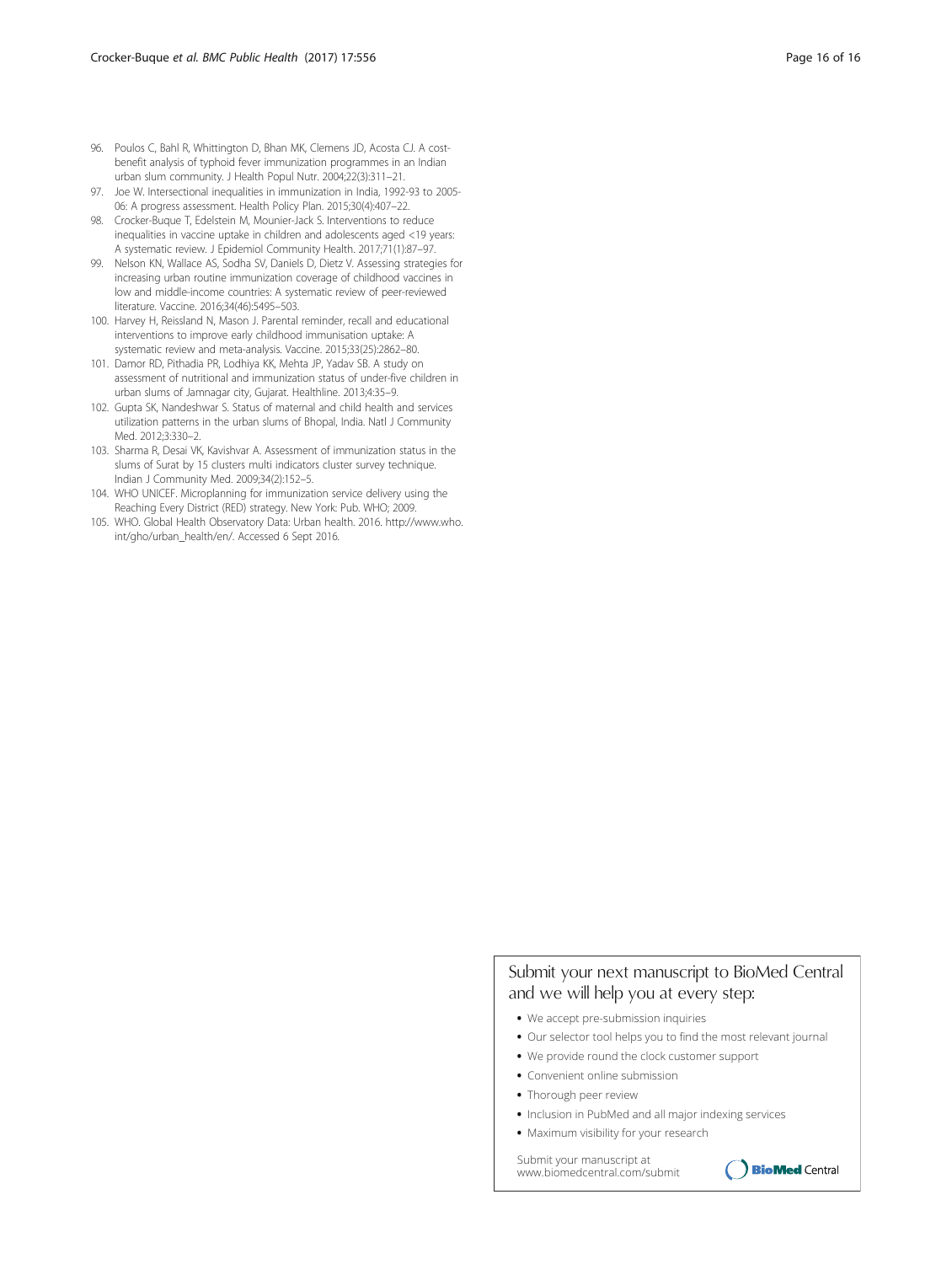96. Poulos C, Bahl R, Whittington D, Bhan MK, Clemens JD, Acosta CJ. A cost-benefit analysis of typhoid fever immunization programmes in an Indian urban slum community. J Health Popul Nutr. 2004;22(3):311–21.
97. Joe W. Intersectional inequalities in immunization in India, 1992-93 to 2005-06: A progress assessment. Health Policy Plan. 2015;30(4):407–22.
98. Crocker-Buque T, Edelstein M, Mounier-Jack S. Interventions to reduce inequalities in vaccine uptake in children and adolescents aged <19 years: A systematic review. J Epidemiol Community Health. 2017;71(1):87–97.
99. Nelson KN, Wallace AS, Sodha SV, Daniels D, Dietz V. Assessing strategies for increasing urban routine immunization coverage of childhood vaccines in low and middle-income countries: A systematic review of peer-reviewed literature. Vaccine. 2016;34(46):5495–503.
100. Harvey H, Reissland N, Mason J. Parental reminder, recall and educational interventions to improve early childhood immunisation uptake: A systematic review and meta-analysis. Vaccine. 2015;33(25):2862–80.
101. Damor RD, Pithadia PR, Lodhiya KK, Mehta JP, Yadav SB. A study on assessment of nutritional and immunization status of under-five children in urban slums of Jamnagar city, Gujarat. Healthline. 2013;4:35–9.
102. Gupta SK, Nandeshwar S. Status of maternal and child health and services utilization patterns in the urban slums of Bhopal, India. Natl J Community Med. 2012;3:330–2.
103. Sharma R, Desai VK, Kavishvar A. Assessment of immunization status in the slums of Surat by 15 clusters multi indicators cluster survey technique. Indian J Community Med. 2009;34(2):152–5.
104. WHO UNICEF. Microplanning for immunization service delivery using the Reaching Every District (RED) strategy. New York: Pub. WHO; 2009.
105. WHO. Global Health Observatory Data: Urban health. 2016. http://www.who.int/gho/urban_health/en/. Accessed 6 Sept 2016.

Submit your next manuscript to BioMed Central and we will help you at every step:

- We accept pre-submission inquiries
- Our selector tool helps you to find the most relevant journal
- We provide round the clock customer support
- Convenient online submission
- Thorough peer review
- Inclusion in PubMed and all major indexing services
- Maximum visibility for your research

Submit your manuscript at www.biomedcentral.com/submit

BioMed Central